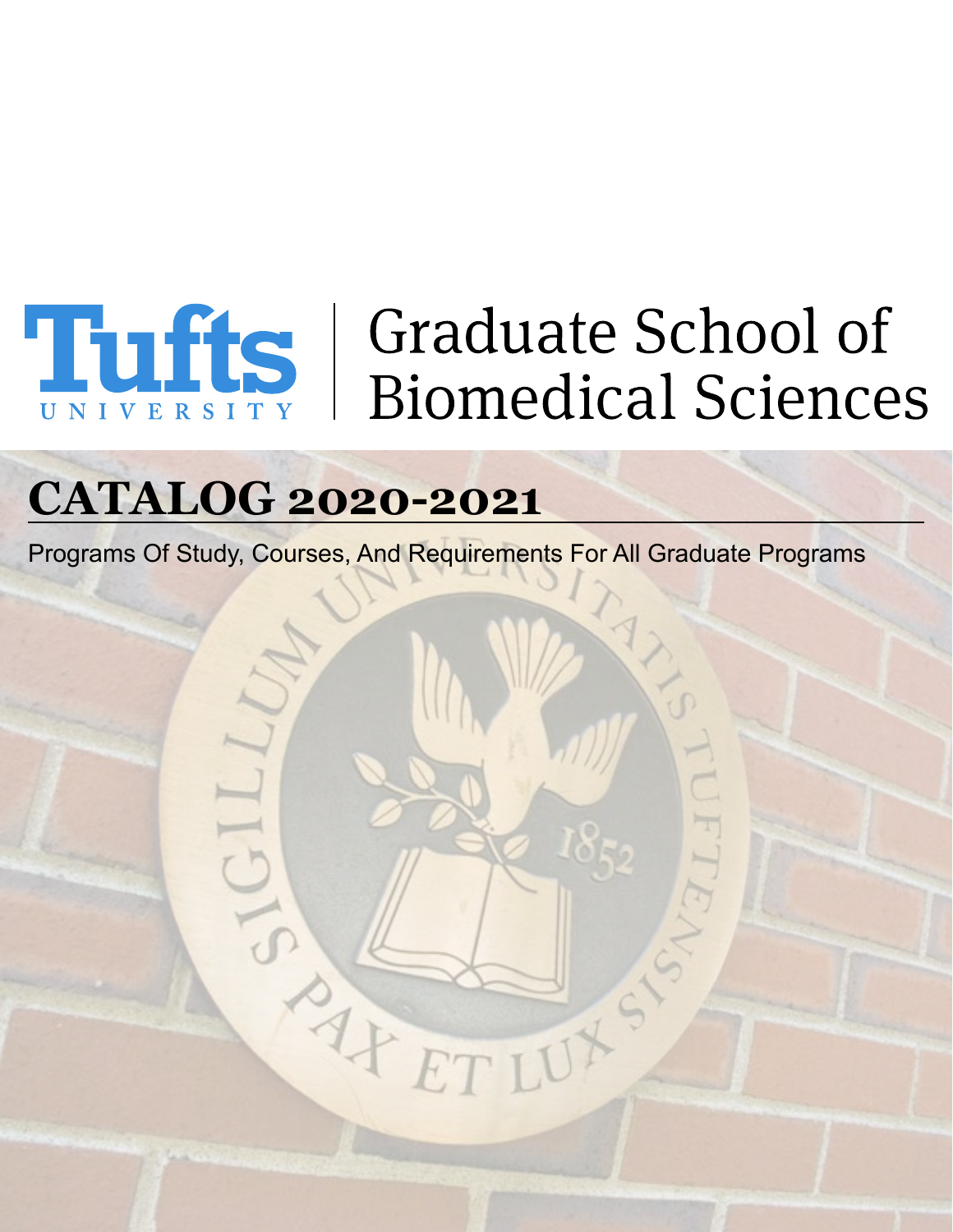# Tufts University | Graduate School of Biomedical Sciences

## CATALOG 2020-2021

Programs Of Study, Courses, And Requirements For All Graduate Programs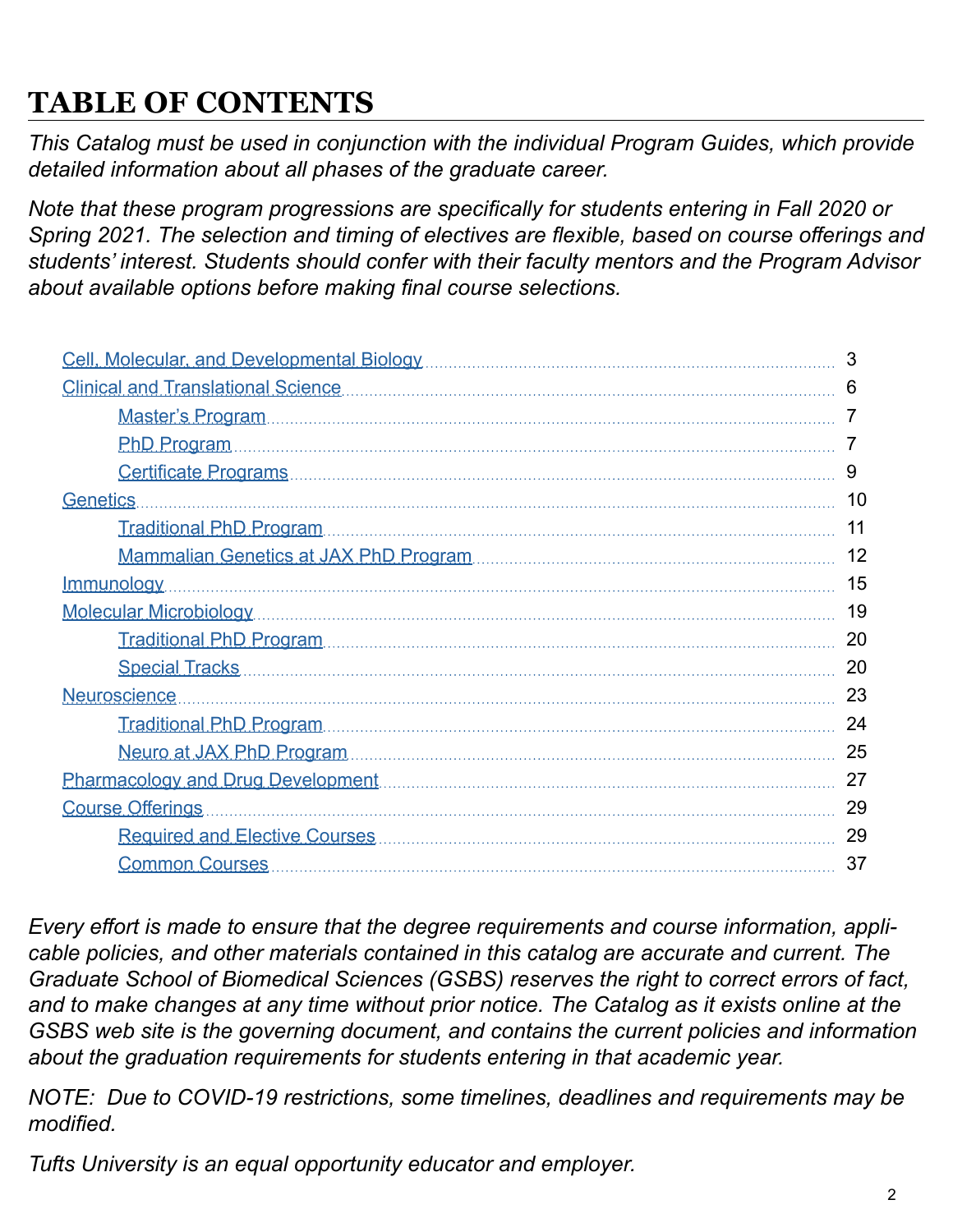# TABLE OF CONTENTS

*This Catalog must be used in conjunction with the individual Program Guides, which provide detailed information about all phases of the graduate career.*

*Note that these program progressions are specifically for students entering in Fall 2020 or Spring 2021. The selection and timing of electives are flexible, based on course offerings and students' interest. Students should confer with their faculty mentors and the Program Advisor about available options before making final course selections.*

- Cell, Molecular, and Developmental Biology ........ 3
- Clinical and Translational Science ........ 6
  - Master's Program ........ 7
  - PhD Program ........ 7
  - Certificate Programs ........ 9
- Genetics ........ 10
  - Traditional PhD Program ........ 11
  - Mammalian Genetics at JAX PhD Program ........ 12
- Immunology ........ 15
- Molecular Microbiology ........ 19
  - Traditional PhD Program ........ 20
  - Special Tracks ........ 20
- Neuroscience ........ 23
  - Traditional PhD Program ........ 24
  - Neuro at JAX PhD Program ........ 25
- Pharmacology and Drug Development ........ 27
- Course Offerings ........ 29
  - Required and Elective Courses ........ 29
  - Common Courses ........ 37

*Every effort is made to ensure that the degree requirements and course information, applicable policies, and other materials contained in this catalog are accurate and current. The Graduate School of Biomedical Sciences (GSBS) reserves the right to correct errors of fact, and to make changes at any time without prior notice. The Catalog as it exists online at the GSBS web site is the governing document, and contains the current policies and information about the graduation requirements for students entering in that academic year.*

*NOTE: Due to COVID-19 restrictions, some timelines, deadlines and requirements may be modified.*

*Tufts University is an equal opportunity educator and employer.*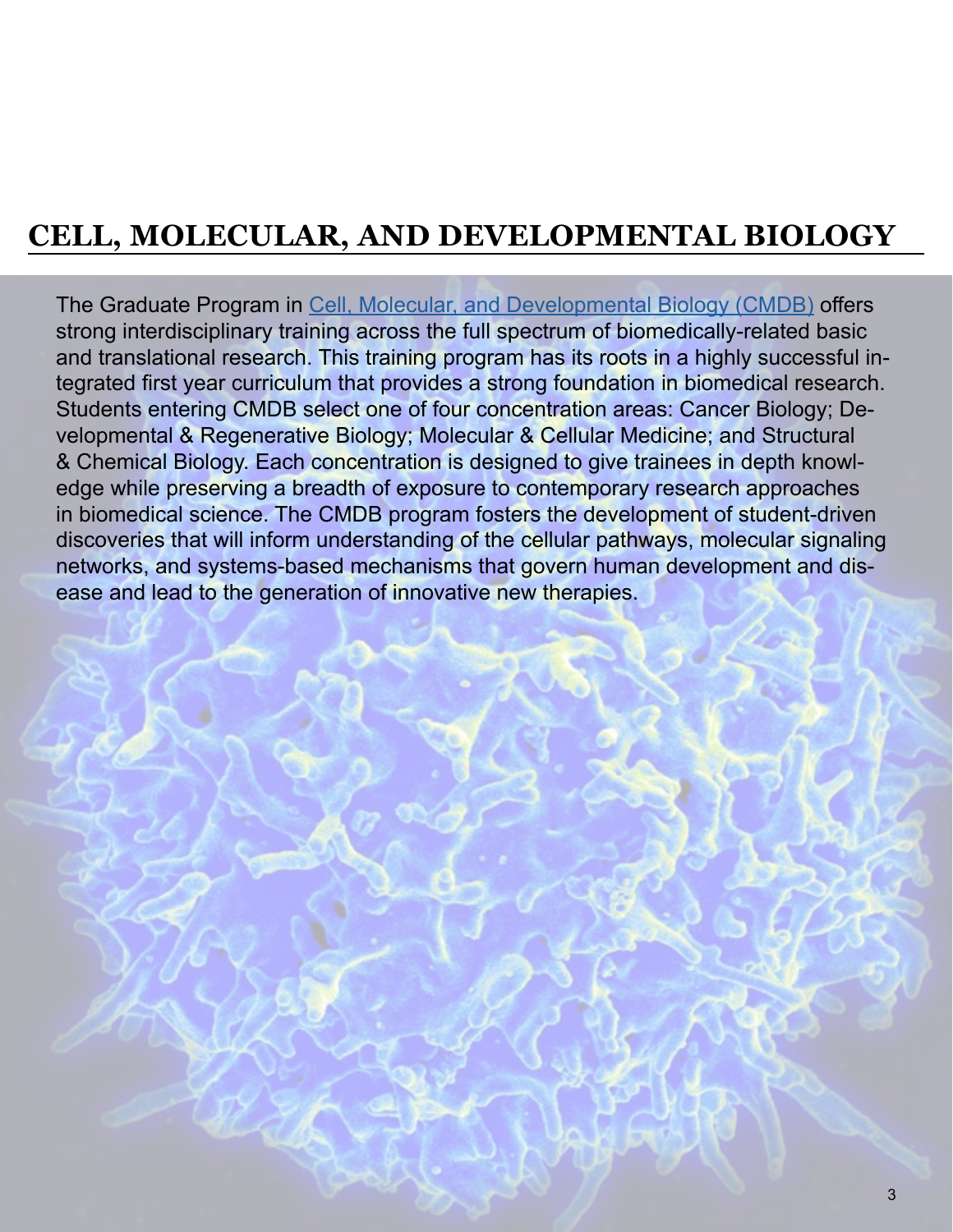# CELL, MOLECULAR, AND DEVELOPMENTAL BIOLOGY

The Graduate Program in Cell, Molecular, and Developmental Biology (CMDB) offers strong interdisciplinary training across the full spectrum of biomedically-related basic and translational research. This training program has its roots in a highly successful integrated first year curriculum that provides a strong foundation in biomedical research. Students entering CMDB select one of four concentration areas: Cancer Biology; Developmental & Regenerative Biology; Molecular & Cellular Medicine; and Structural & Chemical Biology. Each concentration is designed to give trainees in depth knowledge while preserving a breadth of exposure to contemporary research approaches in biomedical science. The CMDB program fosters the development of student-driven discoveries that will inform understanding of the cellular pathways, molecular signaling networks, and systems-based mechanisms that govern human development and disease and lead to the generation of innovative new therapies.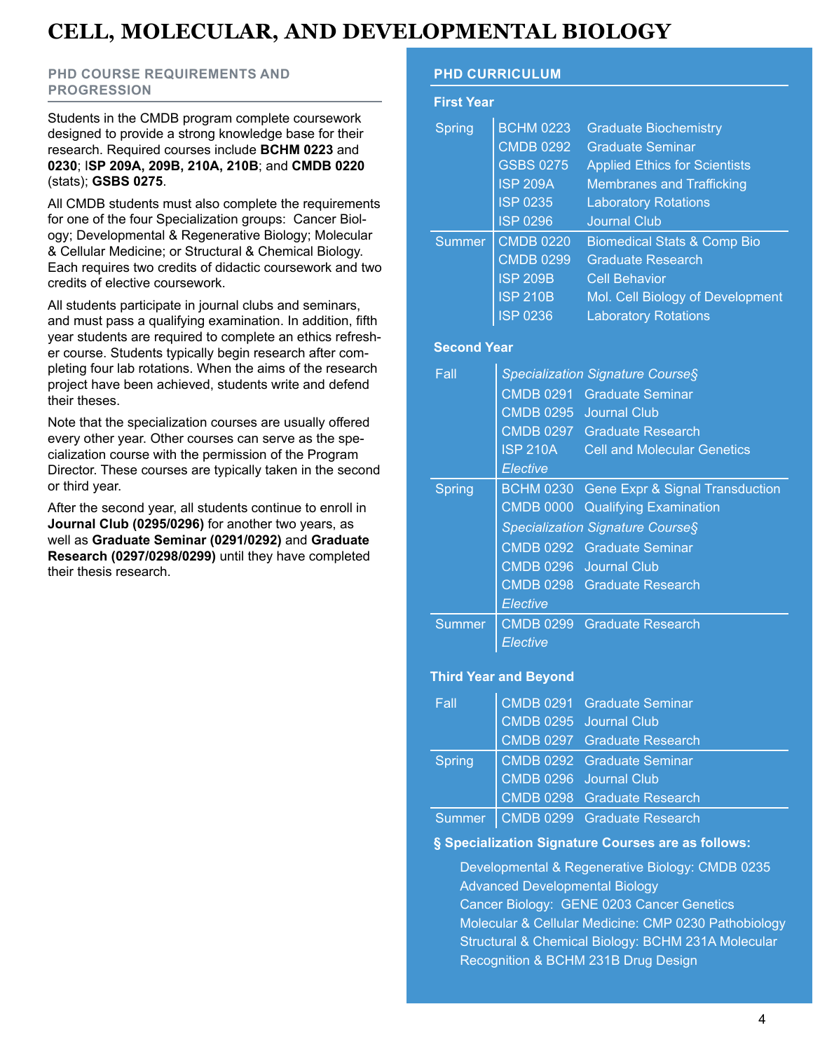# CELL, MOLECULAR, AND DEVELOPMENTAL BIOLOGY

## PHD COURSE REQUIREMENTS AND PROGRESSION

Students in the CMDB program complete coursework designed to provide a strong knowledge base for their research. Required courses include **BCHM 0223** and **0230**; I**SP 209A, 209B, 210A, 210B**; and **CMDB 0220** (stats); **GSBS 0275**.

All CMDB students must also complete the requirements for one of the four Specialization groups: Cancer Biology; Developmental & Regenerative Biology; Molecular & Cellular Medicine; or Structural & Chemical Biology. Each requires two credits of didactic coursework and two credits of elective coursework.

All students participate in journal clubs and seminars, and must pass a qualifying examination. In addition, fifth year students are required to complete an ethics refresher course. Students typically begin research after completing four lab rotations. When the aims of the research project have been achieved, students write and defend their theses.

Note that the specialization courses are usually offered every other year. Other courses can serve as the specialization course with the permission of the Program Director. These courses are typically taken in the second or third year.

After the second year, all students continue to enroll in **Journal Club (0295/0296)** for another two years, as well as **Graduate Seminar (0291/0292)** and **Graduate Research (0297/0298/0299)** until they have completed their thesis research.

## PHD CURRICULUM

### First Year

| Term | Course | Title |
|---|---|---|
| Spring | BCHM 0223 | Graduate Biochemistry |
| | CMDB 0292 | Graduate Seminar |
| | GSBS 0275 | Applied Ethics for Scientists |
| | ISP 209A | Membranes and Trafficking |
| | ISP 0235 | Laboratory Rotations |
| | ISP 0296 | Journal Club |
| Summer | CMDB 0220 | Biomedical Stats & Comp Bio |
| | CMDB 0299 | Graduate Research |
| | ISP 209B | Cell Behavior |
| | ISP 210B | Mol. Cell Biology of Development |
| | ISP 0236 | Laboratory Rotations |

### Second Year

| Term | Course | Title |
|---|---|---|
| Fall | *Specialization Signature Course§* | |
| | CMDB 0291 | Graduate Seminar |
| | CMDB 0295 | Journal Club |
| | CMDB 0297 | Graduate Research |
| | ISP 210A | Cell and Molecular Genetics |
| | *Elective* | |
| Spring | BCHM 0230 | Gene Expr & Signal Transduction |
| | CMDB 0000 | Qualifying Examination |
| | *Specialization Signature Course§* | |
| | CMDB 0292 | Graduate Seminar |
| | CMDB 0296 | Journal Club |
| | CMDB 0298 | Graduate Research |
| | *Elective* | |
| Summer | CMDB 0299 | Graduate Research |
| | *Elective* | |

### Third Year and Beyond

| Term | Course | Title |
|---|---|---|
| Fall | CMDB 0291 | Graduate Seminar |
| | CMDB 0295 | Journal Club |
| | CMDB 0297 | Graduate Research |
| Spring | CMDB 0292 | Graduate Seminar |
| | CMDB 0296 | Journal Club |
| | CMDB 0298 | Graduate Research |
| Summer | CMDB 0299 | Graduate Research |

**§ Specialization Signature Courses are as follows:**

Developmental & Regenerative Biology: CMDB 0235 Advanced Developmental Biology
Cancer Biology: GENE 0203 Cancer Genetics
Molecular & Cellular Medicine: CMP 0230 Pathobiology
Structural & Chemical Biology: BCHM 231A Molecular Recognition & BCHM 231B Drug Design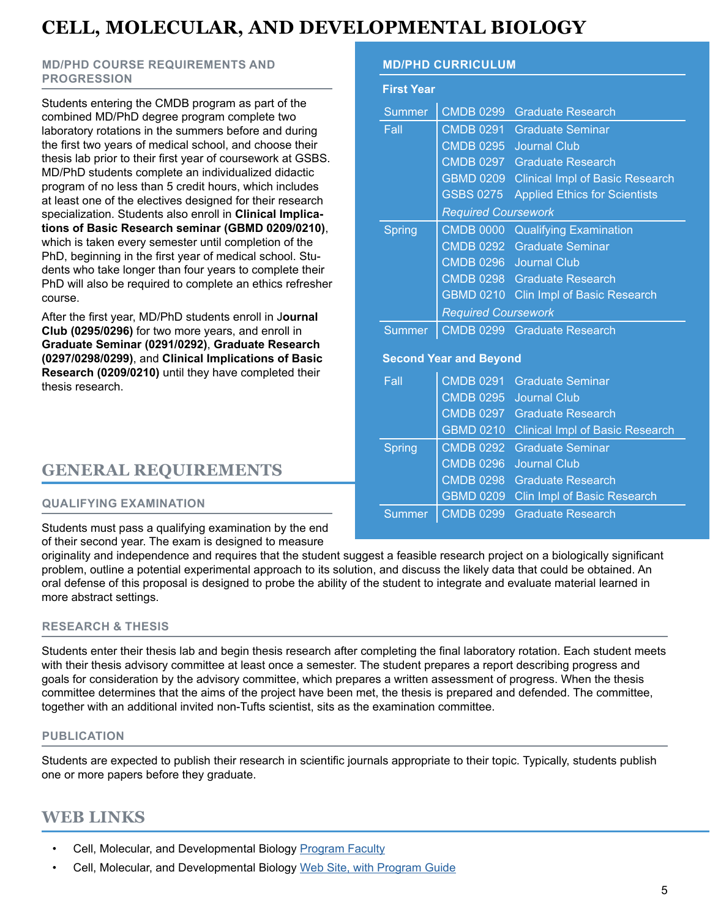# CELL, MOLECULAR, AND DEVELOPMENTAL BIOLOGY

### MD/PHD COURSE REQUIREMENTS AND PROGRESSION

Students entering the CMDB program as part of the combined MD/PhD degree program complete two laboratory rotations in the summers before and during the first two years of medical school, and choose their thesis lab prior to their first year of coursework at GSBS. MD/PhD students complete an individualized didactic program of no less than 5 credit hours, which includes at least one of the electives designed for their research specialization. Students also enroll in **Clinical Implications of Basic Research seminar (GBMD 0209/0210)**, which is taken every semester until completion of the PhD, beginning in the first year of medical school. Students who take longer than four years to complete their PhD will also be required to complete an ethics refresher course.

After the first year, MD/PhD students enroll in **Journal Club (0295/0296)** for two more years, and enroll in **Graduate Seminar (0291/0292)**, **Graduate Research (0297/0298/0299)**, and **Clinical Implications of Basic Research (0209/0210)** until they have completed their thesis research.

### MD/PHD CURRICULUM

**First Year**

| Term | Course | Title |
|---|---|---|
| Summer | CMDB 0299 | Graduate Research |
| Fall | CMDB 0291 | Graduate Seminar |
| | CMDB 0295 | Journal Club |
| | CMDB 0297 | Graduate Research |
| | GBMD 0209 | Clinical Impl of Basic Research |
| | GSBS 0275 | Applied Ethics for Scientists |
| | | *Required Coursework* |
| Spring | CMDB 0000 | Qualifying Examination |
| | CMDB 0292 | Graduate Seminar |
| | CMDB 0296 | Journal Club |
| | CMDB 0298 | Graduate Research |
| | GBMD 0210 | Clin Impl of Basic Research |
| | | *Required Coursework* |
| Summer | CMDB 0299 | Graduate Research |

**Second Year and Beyond**

| Term | Course | Title |
|---|---|---|
| Fall | CMDB 0291 | Graduate Seminar |
| | CMDB 0295 | Journal Club |
| | CMDB 0297 | Graduate Research |
| | GBMD 0210 | Clinical Impl of Basic Research |
| Spring | CMDB 0292 | Graduate Seminar |
| | CMDB 0296 | Journal Club |
| | CMDB 0298 | Graduate Research |
| | GBMD 0209 | Clin Impl of Basic Research |
| Summer | CMDB 0299 | Graduate Research |

## GENERAL REQUIREMENTS

### QUALIFYING EXAMINATION

Students must pass a qualifying examination by the end of their second year. The exam is designed to measure originality and independence and requires that the student suggest a feasible research project on a biologically significant problem, outline a potential experimental approach to its solution, and discuss the likely data that could be obtained. An oral defense of this proposal is designed to probe the ability of the student to integrate and evaluate material learned in more abstract settings.

### RESEARCH & THESIS

Students enter their thesis lab and begin thesis research after completing the final laboratory rotation. Each student meets with their thesis advisory committee at least once a semester. The student prepares a report describing progress and goals for consideration by the advisory committee, which prepares a written assessment of progress. When the thesis committee determines that the aims of the project have been met, the thesis is prepared and defended. The committee, together with an additional invited non-Tufts scientist, sits as the examination committee.

### PUBLICATION

Students are expected to publish their research in scientific journals appropriate to their topic. Typically, students publish one or more papers before they graduate.

## WEB LINKS

- Cell, Molecular, and Developmental Biology Program Faculty
- Cell, Molecular, and Developmental Biology Web Site, with Program Guide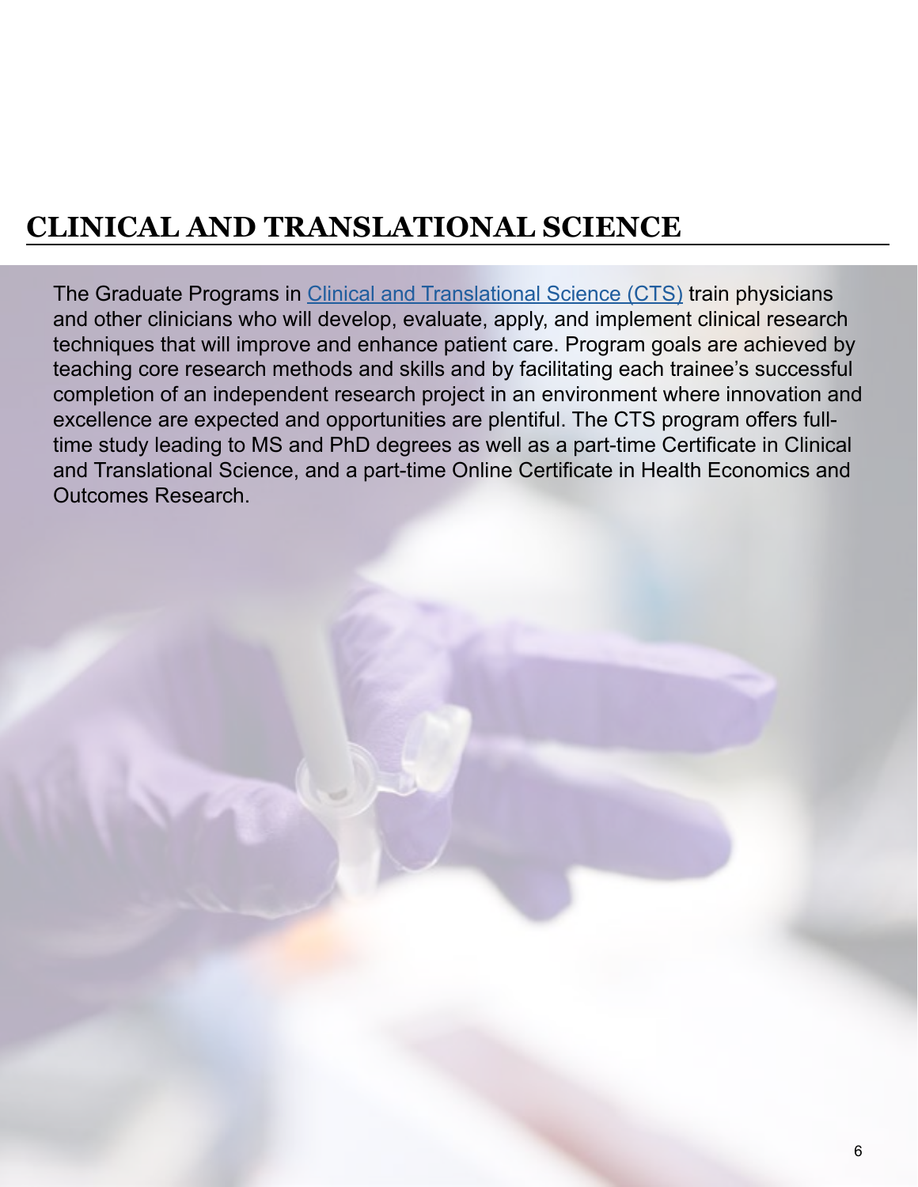# CLINICAL AND TRANSLATIONAL SCIENCE

The Graduate Programs in Clinical and Translational Science (CTS) train physicians and other clinicians who will develop, evaluate, apply, and implement clinical research techniques that will improve and enhance patient care. Program goals are achieved by teaching core research methods and skills and by facilitating each trainee's successful completion of an independent research project in an environment where innovation and excellence are expected and opportunities are plentiful. The CTS program offers full-time study leading to MS and PhD degrees as well as a part-time Certificate in Clinical and Translational Science, and a part-time Online Certificate in Health Economics and Outcomes Research.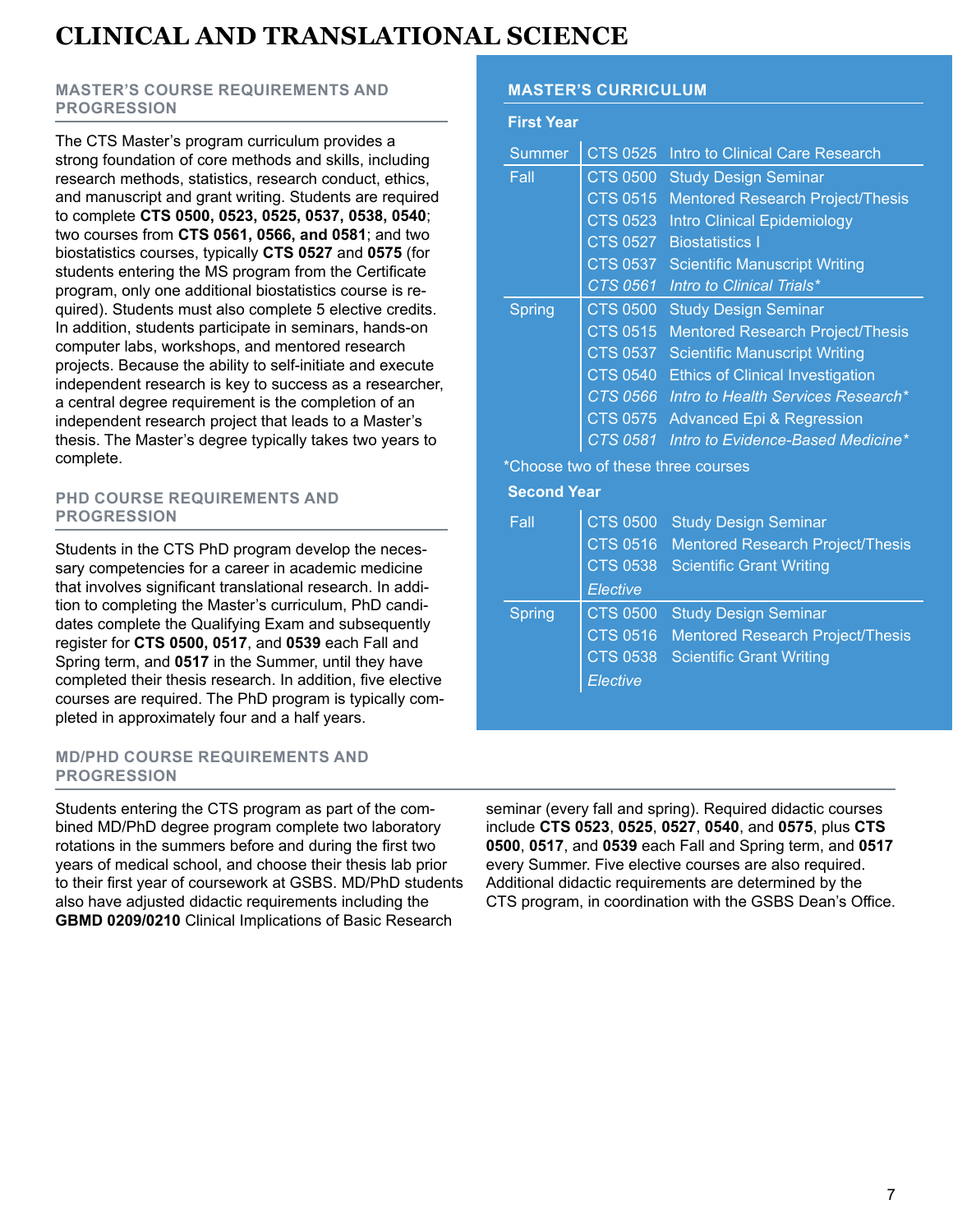// Sidebar (MASTER'S CURRICULUM) transcribed as markdown tables after the main left-column text.
# CLINICAL AND TRANSLATIONAL SCIENCE

## MASTER'S COURSE REQUIREMENTS AND PROGRESSION

The CTS Master's program curriculum provides a strong foundation of core methods and skills, including research methods, statistics, research conduct, ethics, and manuscript and grant writing. Students are required to complete **CTS 0500, 0523, 0525, 0537, 0538, 0540**; two courses from **CTS 0561, 0566, and 0581**; and two biostatistics courses, typically **CTS 0527** and **0575** (for students entering the MS program from the Certificate program, only one additional biostatistics course is required). Students must also complete 5 elective credits. In addition, students participate in seminars, hands-on computer labs, workshops, and mentored research projects. Because the ability to self-initiate and execute independent research is key to success as a researcher, a central degree requirement is the completion of an independent research project that leads to a Master's thesis. The Master's degree typically takes two years to complete.

## PHD COURSE REQUIREMENTS AND PROGRESSION

Students in the CTS PhD program develop the necessary competencies for a career in academic medicine that involves significant translational research. In addition to completing the Master's curriculum, PhD candidates complete the Qualifying Exam and subsequently register for **CTS 0500, 0517**, and **0539** each Fall and Spring term, and **0517** in the Summer, until they have completed their thesis research. In addition, five elective courses are required. The PhD program is typically completed in approximately four and a half years.

## MASTER'S CURRICULUM

**First Year**

| Term | Course | Title |
|---|---|---|
| Summer | CTS 0525 | Intro to Clinical Care Research |
| Fall | CTS 0500 | Study Design Seminar |
| | CTS 0515 | Mentored Research Project/Thesis |
| | CTS 0523 | Intro Clinical Epidemiology |
| | CTS 0527 | Biostatistics I |
| | CTS 0537 | Scientific Manuscript Writing |
| | *CTS 0561* | *Intro to Clinical Trials** |
| Spring | CTS 0500 | Study Design Seminar |
| | CTS 0515 | Mentored Research Project/Thesis |
| | CTS 0537 | Scientific Manuscript Writing |
| | CTS 0540 | Ethics of Clinical Investigation |
| | *CTS 0566* | *Intro to Health Services Research** |
| | CTS 0575 | Advanced Epi & Regression |
| | *CTS 0581* | *Intro to Evidence-Based Medicine** |

*Choose two of these three courses

**Second Year**

| Term | Course | Title |
|---|---|---|
| Fall | CTS 0500 | Study Design Seminar |
| | CTS 0516 | Mentored Research Project/Thesis |
| | CTS 0538 | Scientific Grant Writing |
| | *Elective* | |
| Spring | CTS 0500 | Study Design Seminar |
| | CTS 0516 | Mentored Research Project/Thesis |
| | CTS 0538 | Scientific Grant Writing |
| | *Elective* | |

## MD/PHD COURSE REQUIREMENTS AND PROGRESSION

Students entering the CTS program as part of the combined MD/PhD degree program complete two laboratory rotations in the summers before and during the first two years of medical school, and choose their thesis lab prior to their first year of coursework at GSBS. MD/PhD students also have adjusted didactic requirements including the **GBMD 0209/0210** Clinical Implications of Basic Research seminar (every fall and spring). Required didactic courses include **CTS 0523**, **0525**, **0527**, **0540**, and **0575**, plus **CTS 0500**, **0517**, and **0539** each Fall and Spring term, and **0517** every Summer. Five elective courses are also required. Additional didactic requirements are determined by the CTS program, in coordination with the GSBS Dean's Office.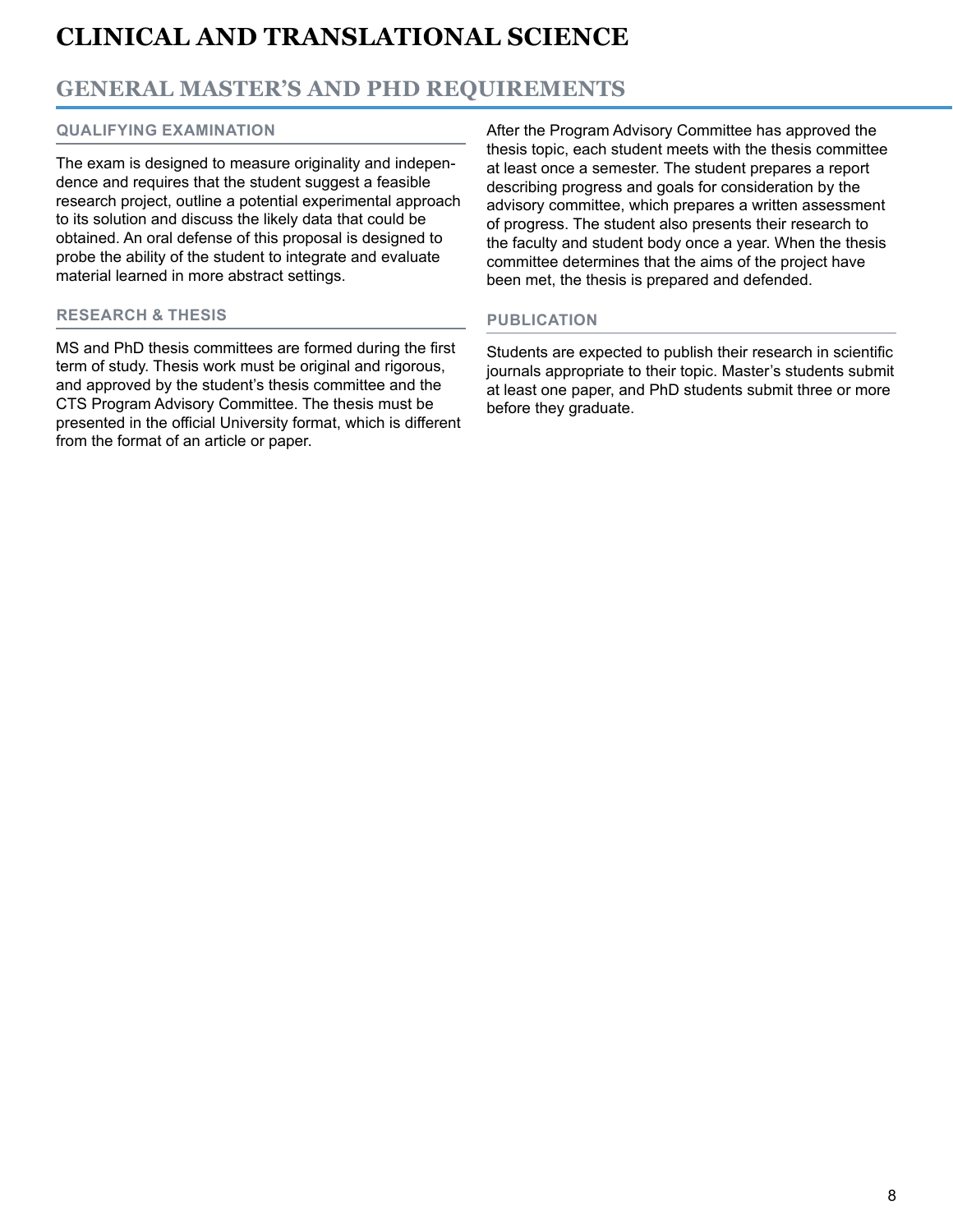# CLINICAL AND TRANSLATIONAL SCIENCE

## GENERAL MASTER'S AND PHD REQUIREMENTS

### QUALIFYING EXAMINATION

The exam is designed to measure originality and independence and requires that the student suggest a feasible research project, outline a potential experimental approach to its solution and discuss the likely data that could be obtained. An oral defense of this proposal is designed to probe the ability of the student to integrate and evaluate material learned in more abstract settings.

### RESEARCH & THESIS

MS and PhD thesis committees are formed during the first term of study. Thesis work must be original and rigorous, and approved by the student's thesis committee and the CTS Program Advisory Committee. The thesis must be presented in the official University format, which is different from the format of an article or paper.

After the Program Advisory Committee has approved the thesis topic, each student meets with the thesis committee at least once a semester. The student prepares a report describing progress and goals for consideration by the advisory committee, which prepares a written assessment of progress. The student also presents their research to the faculty and student body once a year. When the thesis committee determines that the aims of the project have been met, the thesis is prepared and defended.

### PUBLICATION

Students are expected to publish their research in scientific journals appropriate to their topic. Master's students submit at least one paper, and PhD students submit three or more before they graduate.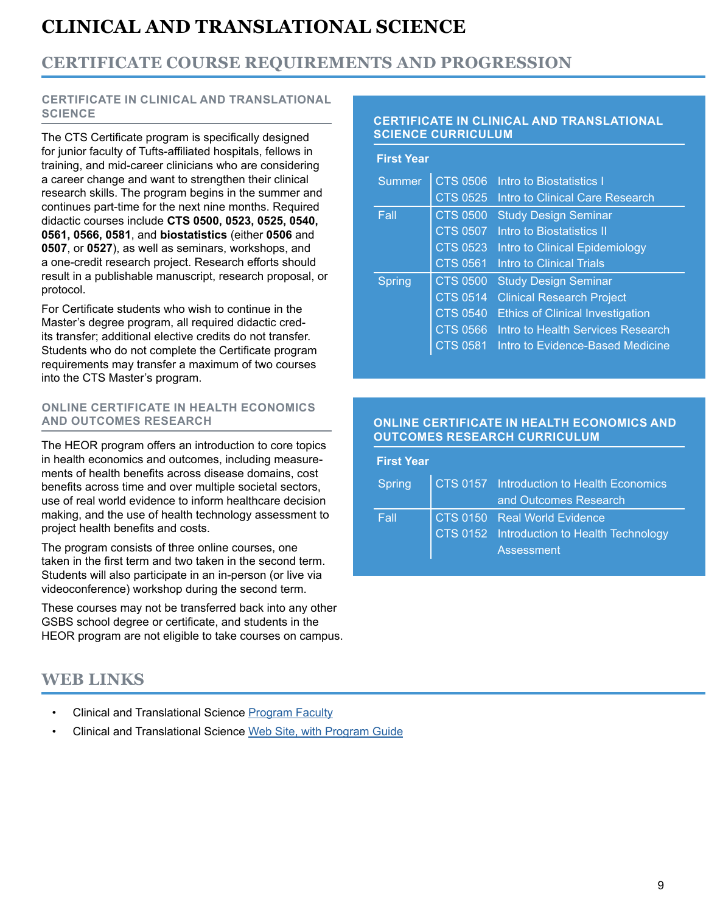# CLINICAL AND TRANSLATIONAL SCIENCE

## CERTIFICATE COURSE REQUIREMENTS AND PROGRESSION

### CERTIFICATE IN CLINICAL AND TRANSLATIONAL SCIENCE

The CTS Certificate program is specifically designed for junior faculty of Tufts-affiliated hospitals, fellows in training, and mid-career clinicians who are considering a career change and want to strengthen their clinical research skills. The program begins in the summer and continues part-time for the next nine months. Required didactic courses include **CTS 0500, 0523, 0525, 0540, 0561, 0566, 0581**, and **biostatistics** (either **0506** and **0507**, or **0527**), as well as seminars, workshops, and a one-credit research project. Research efforts should result in a publishable manuscript, research proposal, or protocol.

For Certificate students who wish to continue in the Master's degree program, all required didactic credits transfer; additional elective credits do not transfer. Students who do not complete the Certificate program requirements may transfer a maximum of two courses into the CTS Master's program.

### CERTIFICATE IN CLINICAL AND TRANSLATIONAL SCIENCE CURRICULUM

**First Year**

| Term | Course | Title |
|---|---|---|
| Summer | CTS 0506 | Intro to Biostatistics I |
| | CTS 0525 | Intro to Clinical Care Research |
| Fall | CTS 0500 | Study Design Seminar |
| | CTS 0507 | Intro to Biostatistics II |
| | CTS 0523 | Intro to Clinical Epidemiology |
| | CTS 0561 | Intro to Clinical Trials |
| Spring | CTS 0500 | Study Design Seminar |
| | CTS 0514 | Clinical Research Project |
| | CTS 0540 | Ethics of Clinical Investigation |
| | CTS 0566 | Intro to Health Services Research |
| | CTS 0581 | Intro to Evidence-Based Medicine |

### ONLINE CERTIFICATE IN HEALTH ECONOMICS AND OUTCOMES RESEARCH

The HEOR program offers an introduction to core topics in health economics and outcomes, including measurements of health benefits across disease domains, cost benefits across time and over multiple societal sectors, use of real world evidence to inform healthcare decision making, and the use of health technology assessment to project health benefits and costs.

The program consists of three online courses, one taken in the first term and two taken in the second term. Students will also participate in an in-person (or live via videoconference) workshop during the second term.

These courses may not be transferred back into any other GSBS school degree or certificate, and students in the HEOR program are not eligible to take courses on campus.

### ONLINE CERTIFICATE IN HEALTH ECONOMICS AND OUTCOMES RESEARCH CURRICULUM

**First Year**

| Term | Course | Title |
|---|---|---|
| Spring | CTS 0157 | Introduction to Health Economics and Outcomes Research |
| Fall | CTS 0150 | Real World Evidence |
| | CTS 0152 | Introduction to Health Technology Assessment |

## WEB LINKS

- Clinical and Translational Science Program Faculty
- Clinical and Translational Science Web Site, with Program Guide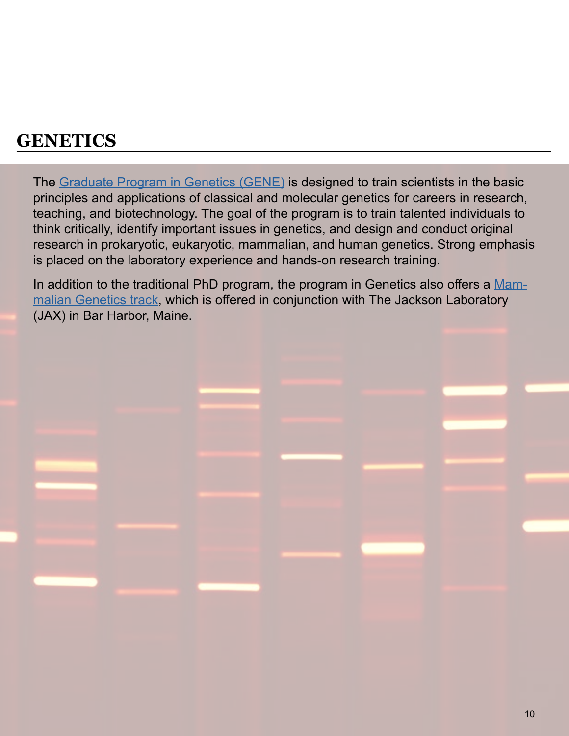# GENETICS

The Graduate Program in Genetics (GENE) is designed to train scientists in the basic principles and applications of classical and molecular genetics for careers in research, teaching, and biotechnology. The goal of the program is to train talented individuals to think critically, identify important issues in genetics, and design and conduct original research in prokaryotic, eukaryotic, mammalian, and human genetics. Strong emphasis is placed on the laboratory experience and hands-on research training.

In addition to the traditional PhD program, the program in Genetics also offers a Mammalian Genetics track, which is offered in conjunction with The Jackson Laboratory (JAX) in Bar Harbor, Maine.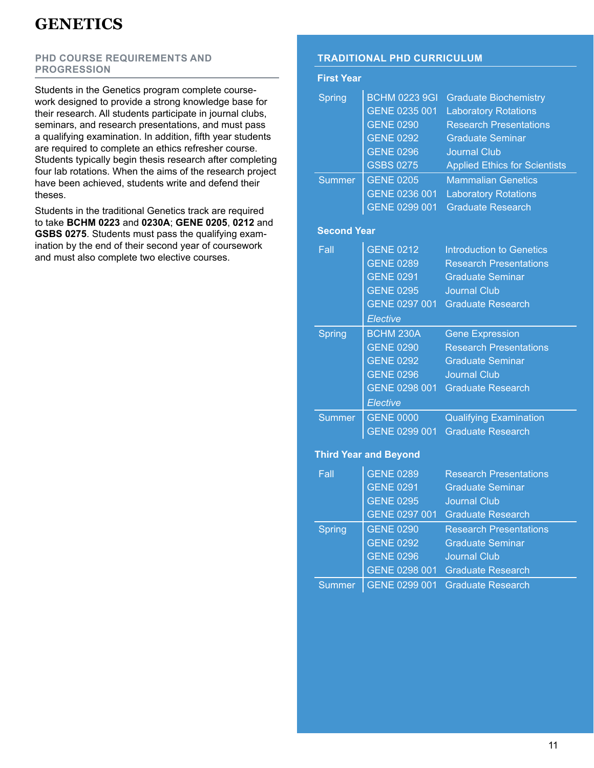# GENETICS

## PHD COURSE REQUIREMENTS AND PROGRESSION

Students in the Genetics program complete coursework designed to provide a strong knowledge base for their research. All students participate in journal clubs, seminars, and research presentations, and must pass a qualifying examination. In addition, fifth year students are required to complete an ethics refresher course. Students typically begin thesis research after completing four lab rotations. When the aims of the research project have been achieved, students write and defend their theses.

Students in the traditional Genetics track are required to take **BCHM 0223** and **0230A**; **GENE 0205**, **0212** and **GSBS 0275**. Students must pass the qualifying examination by the end of their second year of coursework and must also complete two elective courses.

## TRADITIONAL PHD CURRICULUM

### First Year

| Term | Course | Title |
|---|---|---|
| Spring | BCHM 0223 9GI | Graduate Biochemistry |
| | GENE 0235 001 | Laboratory Rotations |
| | GENE 0290 | Research Presentations |
| | GENE 0292 | Graduate Seminar |
| | GENE 0296 | Journal Club |
| | GSBS 0275 | Applied Ethics for Scientists |
| Summer | GENE 0205 | Mammalian Genetics |
| | GENE 0236 001 | Laboratory Rotations |
| | GENE 0299 001 | Graduate Research |

### Second Year

| Term | Course | Title |
|---|---|---|
| Fall | GENE 0212 | Introduction to Genetics |
| | GENE 0289 | Research Presentations |
| | GENE 0291 | Graduate Seminar |
| | GENE 0295 | Journal Club |
| | GENE 0297 001 | Graduate Research |
| | *Elective* | |
| Spring | BCHM 230A | Gene Expression |
| | GENE 0290 | Research Presentations |
| | GENE 0292 | Graduate Seminar |
| | GENE 0296 | Journal Club |
| | GENE 0298 001 | Graduate Research |
| | *Elective* | |
| Summer | GENE 0000 | Qualifying Examination |
| | GENE 0299 001 | Graduate Research |

### Third Year and Beyond

| Term | Course | Title |
|---|---|---|
| Fall | GENE 0289 | Research Presentations |
| | GENE 0291 | Graduate Seminar |
| | GENE 0295 | Journal Club |
| | GENE 0297 001 | Graduate Research |
| Spring | GENE 0290 | Research Presentations |
| | GENE 0292 | Graduate Seminar |
| | GENE 0296 | Journal Club |
| | GENE 0298 001 | Graduate Research |
| Summer | GENE 0299 001 | Graduate Research |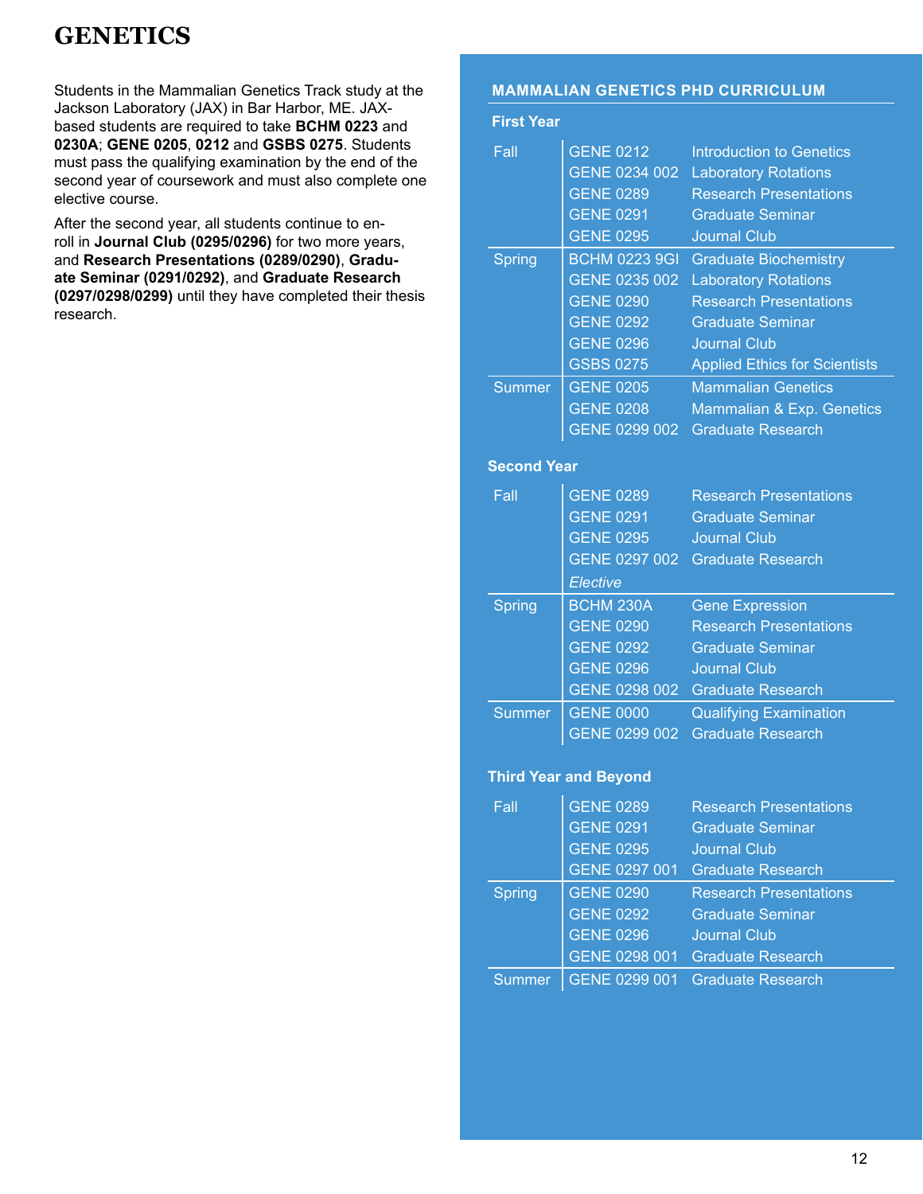# GENETICS

Students in the Mammalian Genetics Track study at the Jackson Laboratory (JAX) in Bar Harbor, ME. JAX-based students are required to take **BCHM 0223** and **0230A**; **GENE 0205**, **0212** and **GSBS 0275**. Students must pass the qualifying examination by the end of the second year of coursework and must also complete one elective course.

After the second year, all students continue to enroll in **Journal Club (0295/0296)** for two more years, and **Research Presentations (0289/0290)**, **Graduate Seminar (0291/0292)**, and **Graduate Research (0297/0298/0299)** until they have completed their thesis research.

## MAMMALIAN GENETICS PHD CURRICULUM

### First Year

| Term | Course | Title |
|---|---|---|
| Fall | GENE 0212 | Introduction to Genetics |
| | GENE 0234 002 | Laboratory Rotations |
| | GENE 0289 | Research Presentations |
| | GENE 0291 | Graduate Seminar |
| | GENE 0295 | Journal Club |
| Spring | BCHM 0223 9GI | Graduate Biochemistry |
| | GENE 0235 002 | Laboratory Rotations |
| | GENE 0290 | Research Presentations |
| | GENE 0292 | Graduate Seminar |
| | GENE 0296 | Journal Club |
| | GSBS 0275 | Applied Ethics for Scientists |
| Summer | GENE 0205 | Mammalian Genetics |
| | GENE 0208 | Mammalian & Exp. Genetics |
| | GENE 0299 002 | Graduate Research |

### Second Year

| Term | Course | Title |
|---|---|---|
| Fall | GENE 0289 | Research Presentations |
| | GENE 0291 | Graduate Seminar |
| | GENE 0295 | Journal Club |
| | GENE 0297 002 | Graduate Research |
| | *Elective* | |
| Spring | BCHM 230A | Gene Expression |
| | GENE 0290 | Research Presentations |
| | GENE 0292 | Graduate Seminar |
| | GENE 0296 | Journal Club |
| | GENE 0298 002 | Graduate Research |
| Summer | GENE 0000 | Qualifying Examination |
| | GENE 0299 002 | Graduate Research |

### Third Year and Beyond

| Term | Course | Title |
|---|---|---|
| Fall | GENE 0289 | Research Presentations |
| | GENE 0291 | Graduate Seminar |
| | GENE 0295 | Journal Club |
| | GENE 0297 001 | Graduate Research |
| Spring | GENE 0290 | Research Presentations |
| | GENE 0292 | Graduate Seminar |
| | GENE 0296 | Journal Club |
| | GENE 0298 001 | Graduate Research |
| Summer | GENE 0299 001 | Graduate Research |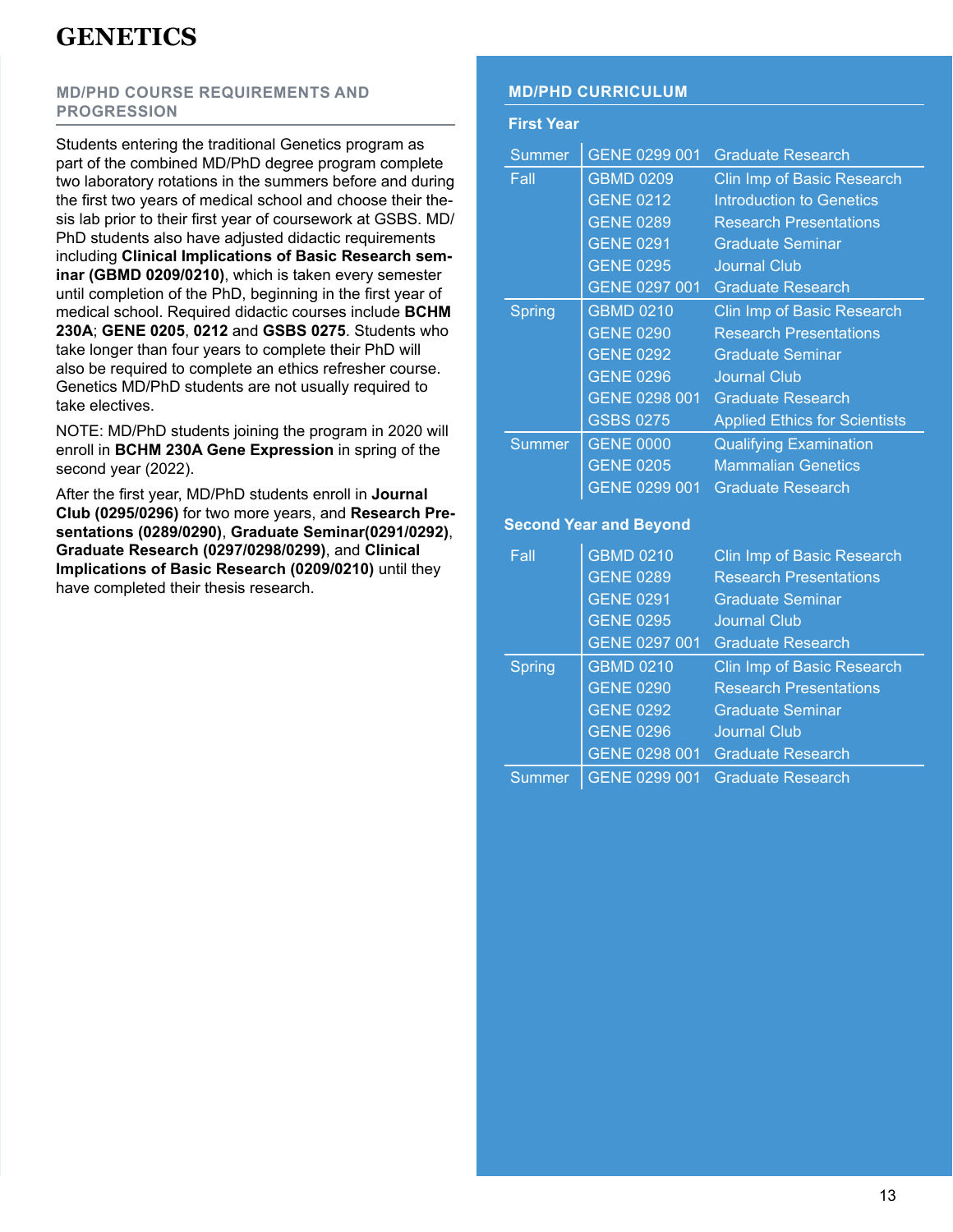# GENETICS

## MD/PHD COURSE REQUIREMENTS AND PROGRESSION

Students entering the traditional Genetics program as part of the combined MD/PhD degree program complete two laboratory rotations in the summers before and during the first two years of medical school and choose their thesis lab prior to their first year of coursework at GSBS. MD/PhD students also have adjusted didactic requirements including **Clinical Implications of Basic Research seminar (GBMD 0209/0210)**, which is taken every semester until completion of the PhD, beginning in the first year of medical school. Required didactic courses include **BCHM 230A**; **GENE 0205**, **0212** and **GSBS 0275**. Students who take longer than four years to complete their PhD will also be required to complete an ethics refresher course. Genetics MD/PhD students are not usually required to take electives.

NOTE: MD/PhD students joining the program in 2020 will enroll in **BCHM 230A Gene Expression** in spring of the second year (2022).

After the first year, MD/PhD students enroll in **Journal Club (0295/0296)** for two more years, and **Research Presentations (0289/0290)**, **Graduate Seminar(0291/0292)**, **Graduate Research (0297/0298/0299)**, and **Clinical Implications of Basic Research (0209/0210)** until they have completed their thesis research.

## MD/PHD CURRICULUM

### First Year

| Term | Course | Title |
|---|---|---|
| Summer | GENE 0299 001 | Graduate Research |
| Fall | GBMD 0209 | Clin Imp of Basic Research |
| | GENE 0212 | Introduction to Genetics |
| | GENE 0289 | Research Presentations |
| | GENE 0291 | Graduate Seminar |
| | GENE 0295 | Journal Club |
| | GENE 0297 001 | Graduate Research |
| Spring | GBMD 0210 | Clin Imp of Basic Research |
| | GENE 0290 | Research Presentations |
| | GENE 0292 | Graduate Seminar |
| | GENE 0296 | Journal Club |
| | GENE 0298 001 | Graduate Research |
| | GSBS 0275 | Applied Ethics for Scientists |
| Summer | GENE 0000 | Qualifying Examination |
| | GENE 0205 | Mammalian Genetics |
| | GENE 0299 001 | Graduate Research |

### Second Year and Beyond

| Term | Course | Title |
|---|---|---|
| Fall | GBMD 0210 | Clin Imp of Basic Research |
| | GENE 0289 | Research Presentations |
| | GENE 0291 | Graduate Seminar |
| | GENE 0295 | Journal Club |
| | GENE 0297 001 | Graduate Research |
| Spring | GBMD 0210 | Clin Imp of Basic Research |
| | GENE 0290 | Research Presentations |
| | GENE 0292 | Graduate Seminar |
| | GENE 0296 | Journal Club |
| | GENE 0298 001 | Graduate Research |
| Summer | GENE 0299 001 | Graduate Research |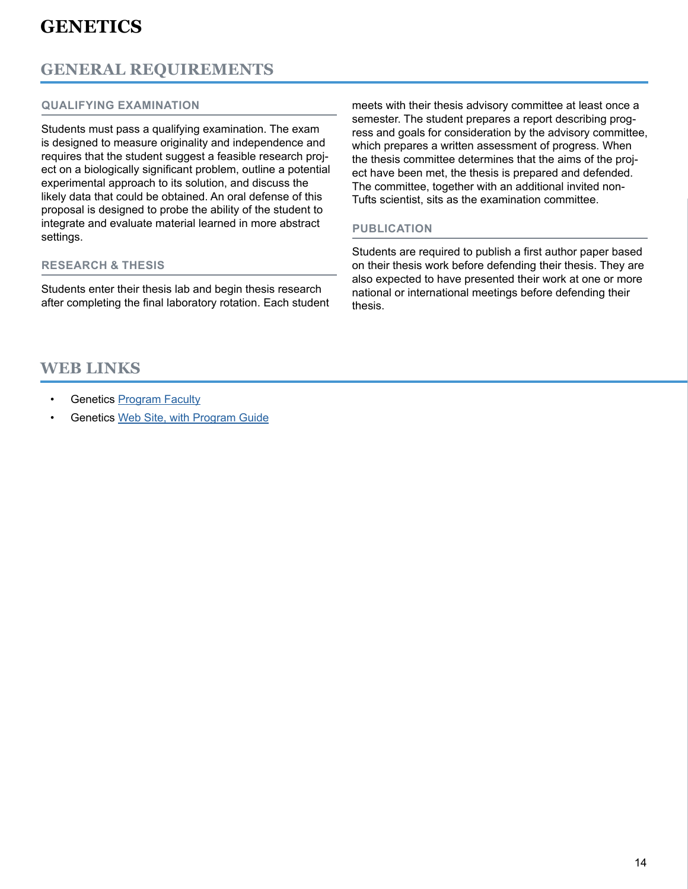# GENETICS

## GENERAL REQUIREMENTS

### QUALIFYING EXAMINATION

Students must pass a qualifying examination. The exam is designed to measure originality and independence and requires that the student suggest a feasible research project on a biologically significant problem, outline a potential experimental approach to its solution, and discuss the likely data that could be obtained. An oral defense of this proposal is designed to probe the ability of the student to integrate and evaluate material learned in more abstract settings.

### RESEARCH & THESIS

Students enter their thesis lab and begin thesis research after completing the final laboratory rotation. Each student meets with their thesis advisory committee at least once a semester. The student prepares a report describing progress and goals for consideration by the advisory committee, which prepares a written assessment of progress. When the thesis committee determines that the aims of the project have been met, the thesis is prepared and defended. The committee, together with an additional invited non-Tufts scientist, sits as the examination committee.

### PUBLICATION

Students are required to publish a first author paper based on their thesis work before defending their thesis. They are also expected to have presented their work at one or more national or international meetings before defending their thesis.

## WEB LINKS

- Genetics Program Faculty
- Genetics Web Site, with Program Guide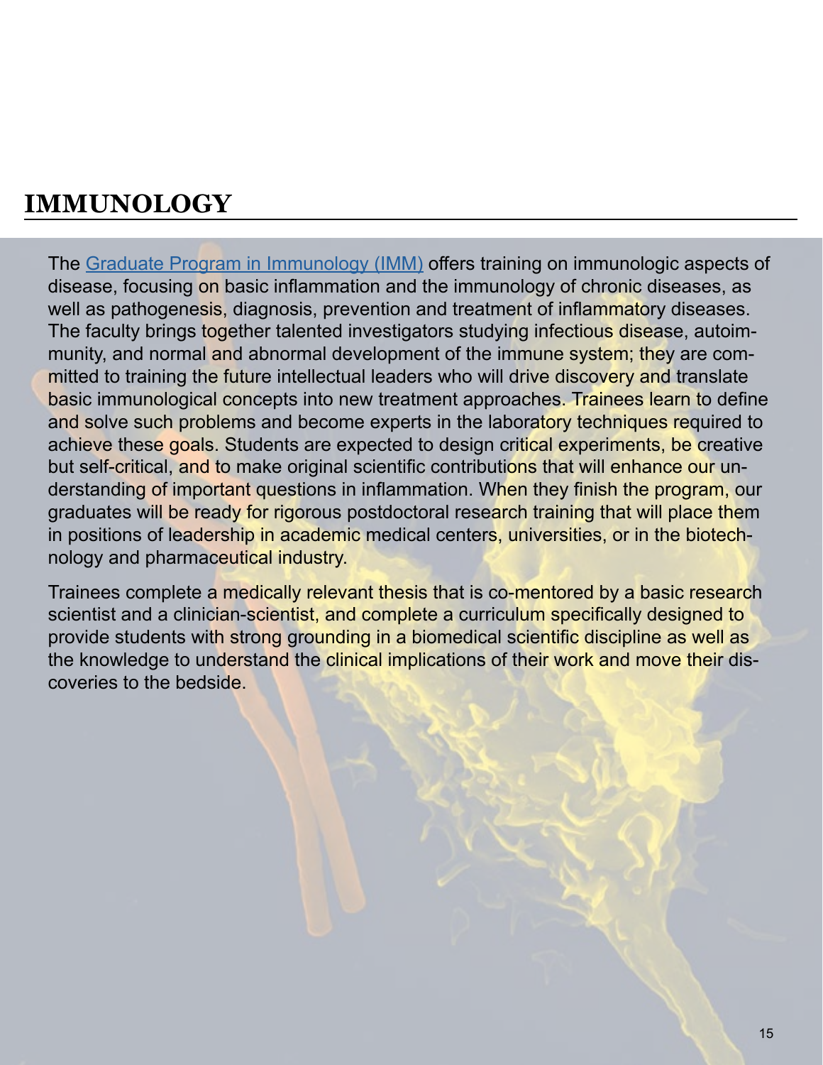# IMMUNOLOGY

The [Graduate Program in Immunology (IMM)]() offers training on immunologic aspects of disease, focusing on basic inflammation and the immunology of chronic diseases, as well as pathogenesis, diagnosis, prevention and treatment of inflammatory diseases. The faculty brings together talented investigators studying infectious disease, autoimmunity, and normal and abnormal development of the immune system; they are committed to training the future intellectual leaders who will drive discovery and translate basic immunological concepts into new treatment approaches. Trainees learn to define and solve such problems and become experts in the laboratory techniques required to achieve these goals. Students are expected to design critical experiments, be creative but self-critical, and to make original scientific contributions that will enhance our understanding of important questions in inflammation. When they finish the program, our graduates will be ready for rigorous postdoctoral research training that will place them in positions of leadership in academic medical centers, universities, or in the biotechnology and pharmaceutical industry.

Trainees complete a medically relevant thesis that is co-mentored by a basic research scientist and a clinician-scientist, and complete a curriculum specifically designed to provide students with strong grounding in a biomedical scientific discipline as well as the knowledge to understand the clinical implications of their work and move their discoveries to the bedside.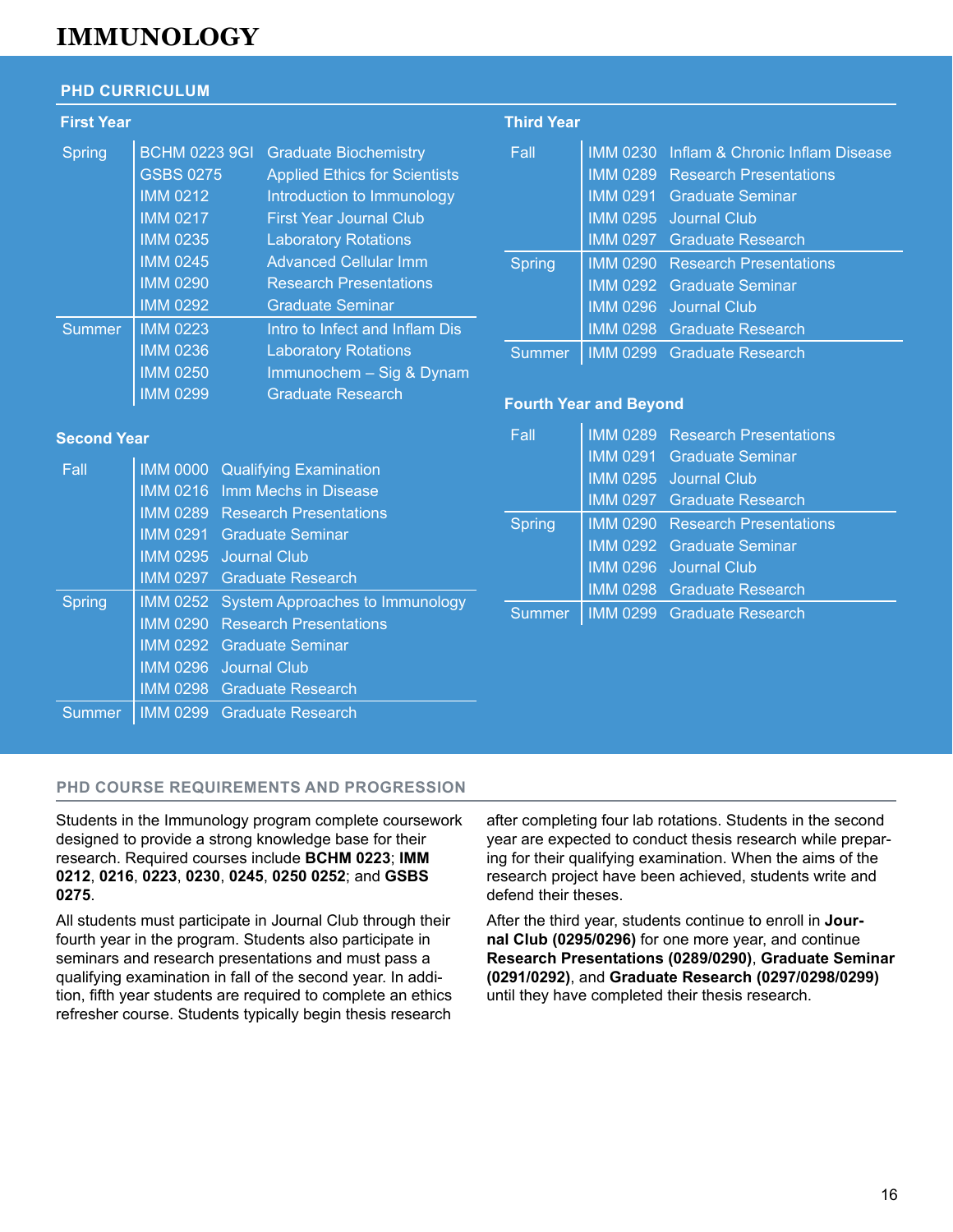# IMMUNOLOGY

## PHD CURRICULUM

### First Year

| Term | Course | Title |
|---|---|---|
| Spring | BCHM 0223 9GI | Graduate Biochemistry |
| | GSBS 0275 | Applied Ethics for Scientists |
| | IMM 0212 | Introduction to Immunology |
| | IMM 0217 | First Year Journal Club |
| | IMM 0235 | Laboratory Rotations |
| | IMM 0245 | Advanced Cellular Imm |
| | IMM 0290 | Research Presentations |
| | IMM 0292 | Graduate Seminar |
| Summer | IMM 0223 | Intro to Infect and Inflam Dis |
| | IMM 0236 | Laboratory Rotations |
| | IMM 0250 | Immunochem – Sig & Dynam |
| | IMM 0299 | Graduate Research |

### Second Year

| Term | Course | Title |
|---|---|---|
| Fall | IMM 0000 | Qualifying Examination |
| | IMM 0216 | Imm Mechs in Disease |
| | IMM 0289 | Research Presentations |
| | IMM 0291 | Graduate Seminar |
| | IMM 0295 | Journal Club |
| | IMM 0297 | Graduate Research |
| Spring | IMM 0252 | System Approaches to Immunology |
| | IMM 0290 | Research Presentations |
| | IMM 0292 | Graduate Seminar |
| | IMM 0296 | Journal Club |
| | IMM 0298 | Graduate Research |
| Summer | IMM 0299 | Graduate Research |

### Third Year

| Term | Course | Title |
|---|---|---|
| Fall | IMM 0230 | Inflam & Chronic Inflam Disease |
| | IMM 0289 | Research Presentations |
| | IMM 0291 | Graduate Seminar |
| | IMM 0295 | Journal Club |
| | IMM 0297 | Graduate Research |
| Spring | IMM 0290 | Research Presentations |
| | IMM 0292 | Graduate Seminar |
| | IMM 0296 | Journal Club |
| | IMM 0298 | Graduate Research |
| Summer | IMM 0299 | Graduate Research |

### Fourth Year and Beyond

| Term | Course | Title |
|---|---|---|
| Fall | IMM 0289 | Research Presentations |
| | IMM 0291 | Graduate Seminar |
| | IMM 0295 | Journal Club |
| | IMM 0297 | Graduate Research |
| Spring | IMM 0290 | Research Presentations |
| | IMM 0292 | Graduate Seminar |
| | IMM 0296 | Journal Club |
| | IMM 0298 | Graduate Research |
| Summer | IMM 0299 | Graduate Research |

## PHD COURSE REQUIREMENTS AND PROGRESSION

Students in the Immunology program complete coursework designed to provide a strong knowledge base for their research. Required courses include **BCHM 0223**; **IMM 0212**, **0216**, **0223**, **0230**, **0245**, **0250 0252**; and **GSBS 0275**.

All students must participate in Journal Club through their fourth year in the program. Students also participate in seminars and research presentations and must pass a qualifying examination in fall of the second year. In addition, fifth year students are required to complete an ethics refresher course. Students typically begin thesis research after completing four lab rotations. Students in the second year are expected to conduct thesis research while preparing for their qualifying examination. When the aims of the research project have been achieved, students write and defend their theses.

After the third year, students continue to enroll in **Journal Club (0295/0296)** for one more year, and continue **Research Presentations (0289/0290)**, **Graduate Seminar (0291/0292)**, and **Graduate Research (0297/0298/0299)** until they have completed their thesis research.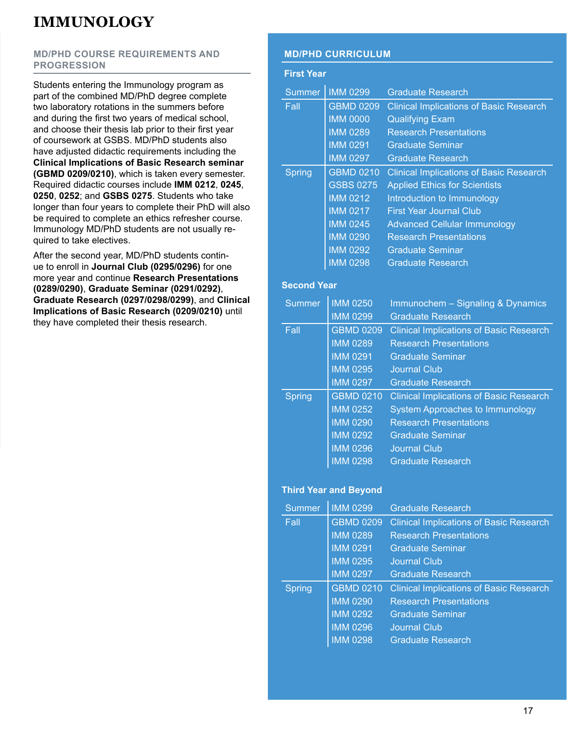# IMMUNOLOGY

## MD/PHD COURSE REQUIREMENTS AND PROGRESSION

Students entering the Immunology program as part of the combined MD/PhD degree complete two laboratory rotations in the summers before and during the first two years of medical school, and choose their thesis lab prior to their first year of coursework at GSBS. MD/PhD students also have adjusted didactic requirements including the **Clinical Implications of Basic Research seminar (GBMD 0209/0210)**, which is taken every semester. Required didactic courses include **IMM 0212**, **0245**, **0250**, **0252**; and **GSBS 0275**. Students who take longer than four years to complete their PhD will also be required to complete an ethics refresher course. Immunology MD/PhD students are not usually required to take electives.

After the second year, MD/PhD students continue to enroll in **Journal Club (0295/0296)** for one more year and continue **Research Presentations (0289/0290)**, **Graduate Seminar (0291/0292)**, **Graduate Research (0297/0298/0299)**, and **Clinical Implications of Basic Research (0209/0210)** until they have completed their thesis research.

## MD/PHD CURRICULUM

### First Year

| Term | Course | Title |
|---|---|---|
| Summer | IMM 0299 | Graduate Research |
| Fall | GBMD 0209 | Clinical Implications of Basic Research |
| | IMM 0000 | Qualifying Exam |
| | IMM 0289 | Research Presentations |
| | IMM 0291 | Graduate Seminar |
| | IMM 0297 | Graduate Research |
| Spring | GBMD 0210 | Clinical Implications of Basic Research |
| | GSBS 0275 | Applied Ethics for Scientists |
| | IMM 0212 | Introduction to Immunology |
| | IMM 0217 | First Year Journal Club |
| | IMM 0245 | Advanced Cellular Immunology |
| | IMM 0290 | Research Presentations |
| | IMM 0292 | Graduate Seminar |
| | IMM 0298 | Graduate Research |

### Second Year

| Term | Course | Title |
|---|---|---|
| Summer | IMM 0250 | Immunochem – Signaling & Dynamics |
| | IMM 0299 | Graduate Research |
| Fall | GBMD 0209 | Clinical Implications of Basic Research |
| | IMM 0289 | Research Presentations |
| | IMM 0291 | Graduate Seminar |
| | IMM 0295 | Journal Club |
| | IMM 0297 | Graduate Research |
| Spring | GBMD 0210 | Clinical Implications of Basic Research |
| | IMM 0252 | System Approaches to Immunology |
| | IMM 0290 | Research Presentations |
| | IMM 0292 | Graduate Seminar |
| | IMM 0296 | Journal Club |
| | IMM 0298 | Graduate Research |

### Third Year and Beyond

| Term | Course | Title |
|---|---|---|
| Summer | IMM 0299 | Graduate Research |
| Fall | GBMD 0209 | Clinical Implications of Basic Research |
| | IMM 0289 | Research Presentations |
| | IMM 0291 | Graduate Seminar |
| | IMM 0295 | Journal Club |
| | IMM 0297 | Graduate Research |
| Spring | GBMD 0210 | Clinical Implications of Basic Research |
| | IMM 0290 | Research Presentations |
| | IMM 0292 | Graduate Seminar |
| | IMM 0296 | Journal Club |
| | IMM 0298 | Graduate Research |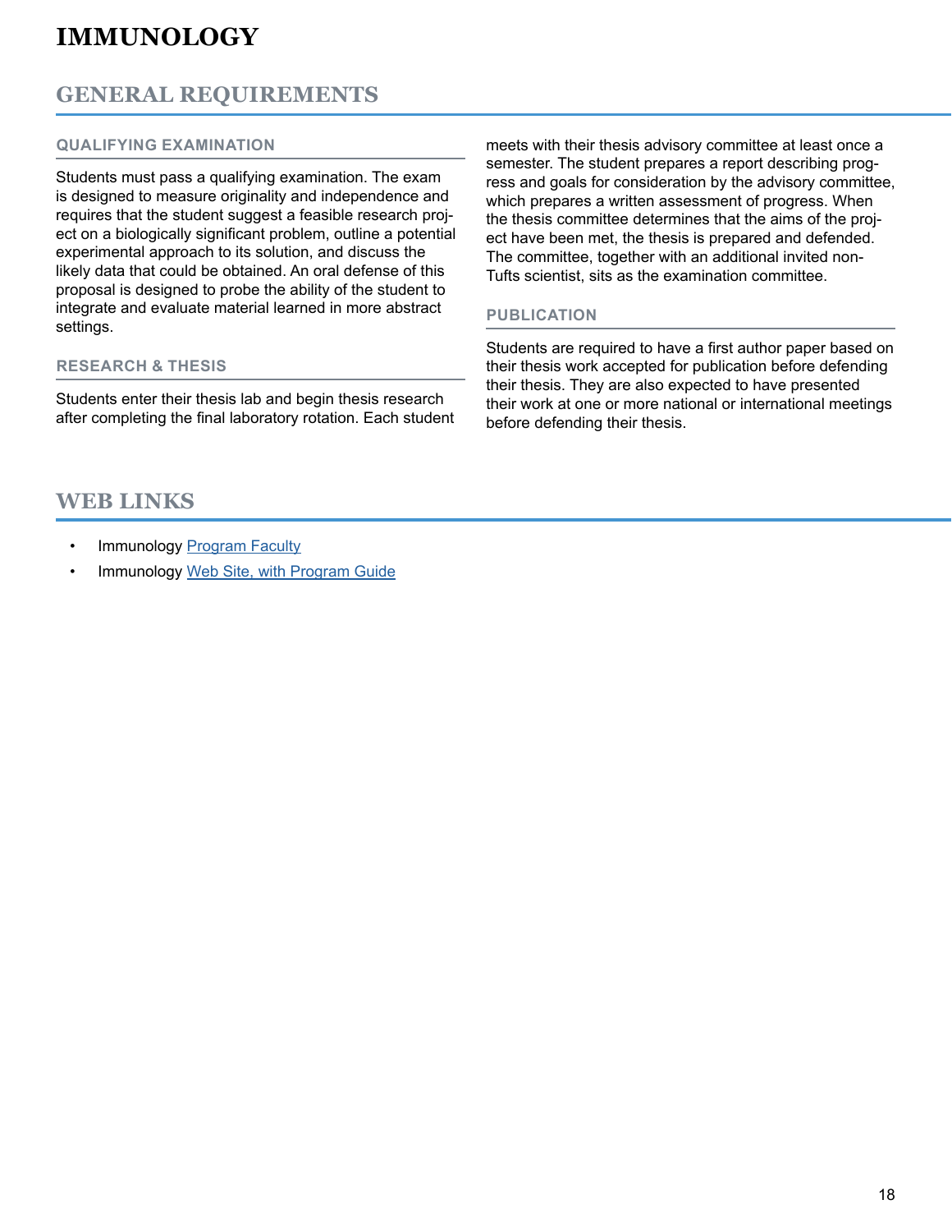# IMMUNOLOGY

## GENERAL REQUIREMENTS

### QUALIFYING EXAMINATION

Students must pass a qualifying examination. The exam is designed to measure originality and independence and requires that the student suggest a feasible research project on a biologically significant problem, outline a potential experimental approach to its solution, and discuss the likely data that could be obtained. An oral defense of this proposal is designed to probe the ability of the student to integrate and evaluate material learned in more abstract settings.

### RESEARCH & THESIS

Students enter their thesis lab and begin thesis research after completing the final laboratory rotation. Each student meets with their thesis advisory committee at least once a semester. The student prepares a report describing progress and goals for consideration by the advisory committee, which prepares a written assessment of progress. When the thesis committee determines that the aims of the project have been met, the thesis is prepared and defended. The committee, together with an additional invited non-Tufts scientist, sits as the examination committee.

### PUBLICATION

Students are required to have a first author paper based on their thesis work accepted for publication before defending their thesis. They are also expected to have presented their work at one or more national or international meetings before defending their thesis.

## WEB LINKS

- Immunology Program Faculty
- Immunology Web Site, with Program Guide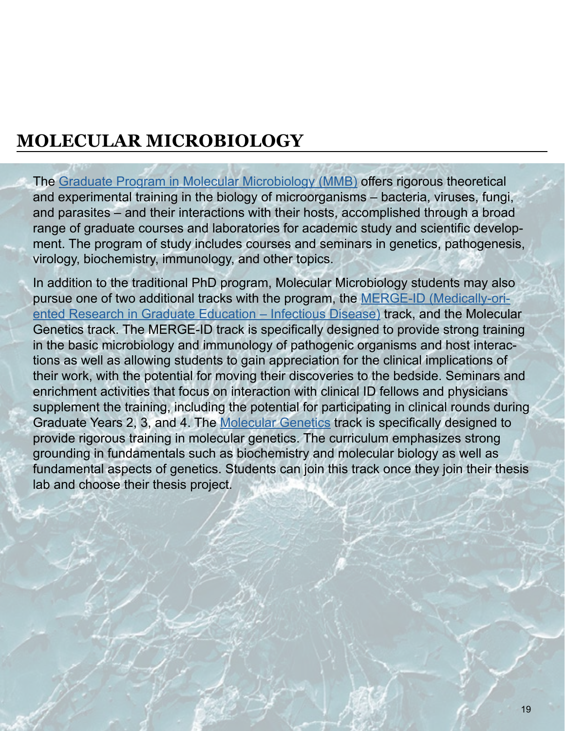# MOLECULAR MICROBIOLOGY

The Graduate Program in Molecular Microbiology (MMB) offers rigorous theoretical and experimental training in the biology of microorganisms – bacteria, viruses, fungi, and parasites – and their interactions with their hosts, accomplished through a broad range of graduate courses and laboratories for academic study and scientific development. The program of study includes courses and seminars in genetics, pathogenesis, virology, biochemistry, immunology, and other topics.

In addition to the traditional PhD program, Molecular Microbiology students may also pursue one of two additional tracks with the program, the MERGE-ID (Medically-oriented Research in Graduate Education – Infectious Disease) track, and the Molecular Genetics track. The MERGE-ID track is specifically designed to provide strong training in the basic microbiology and immunology of pathogenic organisms and host interactions as well as allowing students to gain appreciation for the clinical implications of their work, with the potential for moving their discoveries to the bedside. Seminars and enrichment activities that focus on interaction with clinical ID fellows and physicians supplement the training, including the potential for participating in clinical rounds during Graduate Years 2, 3, and 4. The Molecular Genetics track is specifically designed to provide rigorous training in molecular genetics. The curriculum emphasizes strong grounding in fundamentals such as biochemistry and molecular biology as well as fundamental aspects of genetics. Students can join this track once they join their thesis lab and choose their thesis project.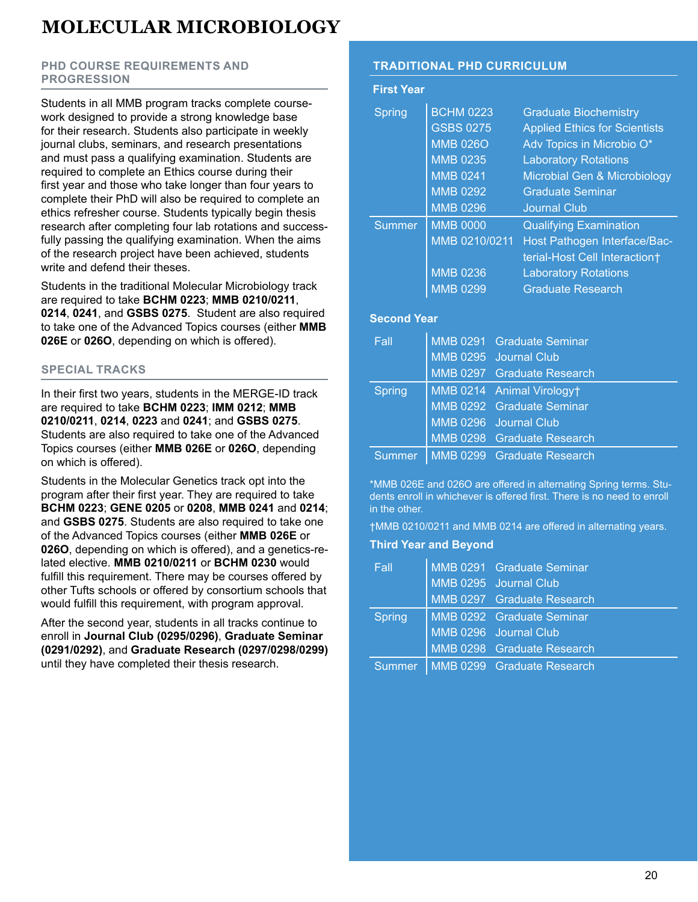# MOLECULAR MICROBIOLOGY

## PHD COURSE REQUIREMENTS AND PROGRESSION

Students in all MMB program tracks complete coursework designed to provide a strong knowledge base for their research. Students also participate in weekly journal clubs, seminars, and research presentations and must pass a qualifying examination. Students are required to complete an Ethics course during their first year and those who take longer than four years to complete their PhD will also be required to complete an ethics refresher course. Students typically begin thesis research after completing four lab rotations and successfully passing the qualifying examination. When the aims of the research project have been achieved, students write and defend their theses.

Students in the traditional Molecular Microbiology track are required to take **BCHM 0223**; **MMB 0210/0211**, **0214**, **0241**, and **GSBS 0275**. Student are also required to take one of the Advanced Topics courses (either **MMB 026E** or **026O**, depending on which is offered).

## SPECIAL TRACKS

In their first two years, students in the MERGE-ID track are required to take **BCHM 0223**; **IMM 0212**; **MMB 0210/0211**, **0214**, **0223** and **0241**; and **GSBS 0275**. Students are also required to take one of the Advanced Topics courses (either **MMB 026E** or **026O**, depending on which is offered).

Students in the Molecular Genetics track opt into the program after their first year. They are required to take **BCHM 0223**; **GENE 0205** or **0208**, **MMB 0241** and **0214**; and **GSBS 0275**. Students are also required to take one of the Advanced Topics courses (either **MMB 026E** or **026O**, depending on which is offered), and a genetics-related elective. **MMB 0210/0211** or **BCHM 0230** would fulfill this requirement. There may be courses offered by other Tufts schools or offered by consortium schools that would fulfill this requirement, with program approval.

After the second year, students in all tracks continue to enroll in **Journal Club (0295/0296)**, **Graduate Seminar (0291/0292)**, and **Graduate Research (0297/0298/0299)** until they have completed their thesis research.

## TRADITIONAL PHD CURRICULUM

### First Year

| Term | Course | Title |
|---|---|---|
| Spring | BCHM 0223 | Graduate Biochemistry |
| | GSBS 0275 | Applied Ethics for Scientists |
| | MMB 026O | Adv Topics in Microbio O* |
| | MMB 0235 | Laboratory Rotations |
| | MMB 0241 | Microbial Gen & Microbiology |
| | MMB 0292 | Graduate Seminar |
| | MMB 0296 | Journal Club |
| Summer | MMB 0000 | Qualifying Examination |
| | MMB 0210/0211 | Host Pathogen Interface/Bacterial-Host Cell Interaction† |
| | MMB 0236 | Laboratory Rotations |
| | MMB 0299 | Graduate Research |

### Second Year

| Term | Course | Title |
|---|---|---|
| Fall | MMB 0291 | Graduate Seminar |
| | MMB 0295 | Journal Club |
| | MMB 0297 | Graduate Research |
| Spring | MMB 0214 | Animal Virology† |
| | MMB 0292 | Graduate Seminar |
| | MMB 0296 | Journal Club |
| | MMB 0298 | Graduate Research |
| Summer | MMB 0299 | Graduate Research |

*MMB 026E and 026O are offered in alternating Spring terms. Students enroll in whichever is offered first. There is no need to enroll in the other.

†MMB 0210/0211 and MMB 0214 are offered in alternating years.

### Third Year and Beyond

| Term | Course | Title |
|---|---|---|
| Fall | MMB 0291 | Graduate Seminar |
| | MMB 0295 | Journal Club |
| | MMB 0297 | Graduate Research |
| Spring | MMB 0292 | Graduate Seminar |
| | MMB 0296 | Journal Club |
| | MMB 0298 | Graduate Research |
| Summer | MMB 0299 | Graduate Research |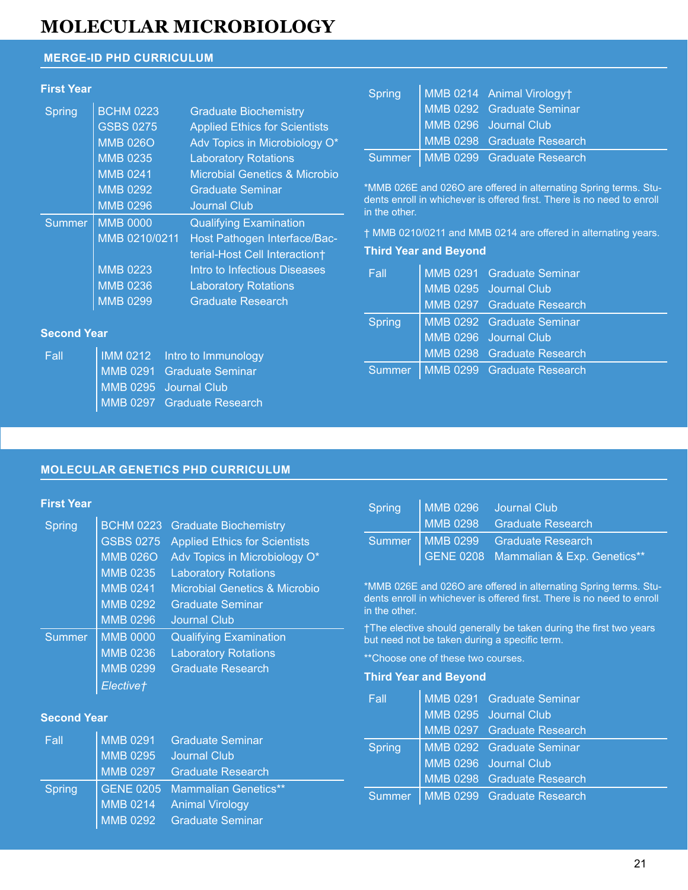# MOLECULAR MICROBIOLOGY

## MERGE-ID PHD CURRICULUM

### First Year

| Term | Course | Title |
|---|---|---|
| Spring | BCHM 0223 | Graduate Biochemistry |
| | GSBS 0275 | Applied Ethics for Scientists |
| | MMB 026O | Adv Topics in Microbiology O* |
| | MMB 0235 | Laboratory Rotations |
| | MMB 0241 | Microbial Genetics & Microbio |
| | MMB 0292 | Graduate Seminar |
| | MMB 0296 | Journal Club |
| Summer | MMB 0000 | Qualifying Examination |
| | MMB 0210/0211 | Host Pathogen Interface/Bacterial-Host Cell Interaction† |
| | MMB 0223 | Intro to Infectious Diseases |
| | MMB 0236 | Laboratory Rotations |
| | MMB 0299 | Graduate Research |

### Second Year

| Term | Course | Title |
|---|---|---|
| Fall | IMM 0212 | Intro to Immunology |
| | MMB 0291 | Graduate Seminar |
| | MMB 0295 | Journal Club |
| | MMB 0297 | Graduate Research |
| Spring | MMB 0214 | Animal Virology† |
| | MMB 0292 | Graduate Seminar |
| | MMB 0296 | Journal Club |
| | MMB 0298 | Graduate Research |
| Summer | MMB 0299 | Graduate Research |

*MMB 026E and 026O are offered in alternating Spring terms. Students enroll in whichever is offered first. There is no need to enroll in the other.

† MMB 0210/0211 and MMB 0214 are offered in alternating years.

### Third Year and Beyond

| Term | Course | Title |
|---|---|---|
| Fall | MMB 0291 | Graduate Seminar |
| | MMB 0295 | Journal Club |
| | MMB 0297 | Graduate Research |
| Spring | MMB 0292 | Graduate Seminar |
| | MMB 0296 | Journal Club |
| | MMB 0298 | Graduate Research |
| Summer | MMB 0299 | Graduate Research |

## MOLECULAR GENETICS PHD CURRICULUM

### First Year

| Term | Course | Title |
|---|---|---|
| Spring | BCHM 0223 | Graduate Biochemistry |
| | GSBS 0275 | Applied Ethics for Scientists |
| | MMB 026O | Adv Topics in Microbiology O* |
| | MMB 0235 | Laboratory Rotations |
| | MMB 0241 | Microbial Genetics & Microbio |
| | MMB 0292 | Graduate Seminar |
| | MMB 0296 | Journal Club |
| Summer | MMB 0000 | Qualifying Examination |
| | MMB 0236 | Laboratory Rotations |
| | MMB 0299 | Graduate Research |
| | *Elective†* | |

### Second Year

| Term | Course | Title |
|---|---|---|
| Fall | MMB 0291 | Graduate Seminar |
| | MMB 0295 | Journal Club |
| | MMB 0297 | Graduate Research |
| Spring | GENE 0205 | Mammalian Genetics** |
| | MMB 0214 | Animal Virology |
| | MMB 0292 | Graduate Seminar |
| | MMB 0296 | Journal Club |
| | MMB 0298 | Graduate Research |
| Summer | MMB 0299 | Graduate Research |
| | GENE 0208 | Mammalian & Exp. Genetics** |

*MMB 026E and 026O are offered in alternating Spring terms. Students enroll in whichever is offered first. There is no need to enroll in the other.

†The elective should generally be taken during the first two years but need not be taken during a specific term.

**Choose one of these two courses.

### Third Year and Beyond

| Term | Course | Title |
|---|---|---|
| Fall | MMB 0291 | Graduate Seminar |
| | MMB 0295 | Journal Club |
| | MMB 0297 | Graduate Research |
| Spring | MMB 0292 | Graduate Seminar |
| | MMB 0296 | Journal Club |
| | MMB 0298 | Graduate Research |
| Summer | MMB 0299 | Graduate Research |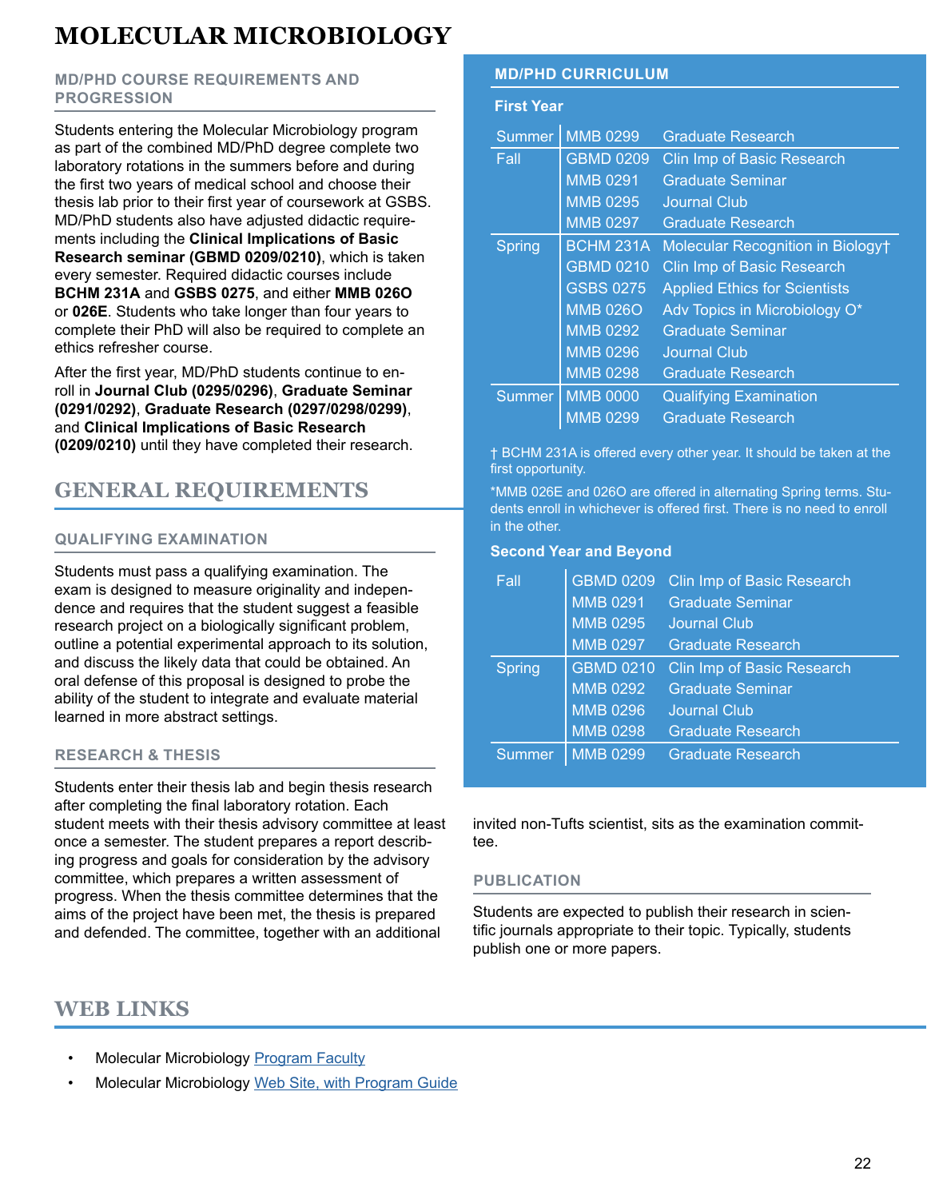# MOLECULAR MICROBIOLOGY

### MD/PHD COURSE REQUIREMENTS AND PROGRESSION

Students entering the Molecular Microbiology program as part of the combined MD/PhD degree complete two laboratory rotations in the summers before and during the first two years of medical school and choose their thesis lab prior to their first year of coursework at GSBS. MD/PhD students also have adjusted didactic requirements including the **Clinical Implications of Basic Research seminar (GBMD 0209/0210)**, which is taken every semester. Required didactic courses include **BCHM 231A** and **GSBS 0275**, and either **MMB 026O** or **026E**. Students who take longer than four years to complete their PhD will also be required to complete an ethics refresher course.

After the first year, MD/PhD students continue to enroll in **Journal Club (0295/0296)**, **Graduate Seminar (0291/0292)**, **Graduate Research (0297/0298/0299)**, and **Clinical Implications of Basic Research (0209/0210)** until they have completed their research.

### MD/PHD CURRICULUM

**First Year**

| | | |
|---|---|---|
| Summer | MMB 0299 | Graduate Research |
| Fall | GBMD 0209 | Clin Imp of Basic Research |
| | MMB 0291 | Graduate Seminar |
| | MMB 0295 | Journal Club |
| | MMB 0297 | Graduate Research |
| Spring | BCHM 231A | Molecular Recognition in Biology† |
| | GBMD 0210 | Clin Imp of Basic Research |
| | GSBS 0275 | Applied Ethics for Scientists |
| | MMB 026O | Adv Topics in Microbiology O* |
| | MMB 0292 | Graduate Seminar |
| | MMB 0296 | Journal Club |
| | MMB 0298 | Graduate Research |
| Summer | MMB 0000 | Qualifying Examination |
| | MMB 0299 | Graduate Research |

† BCHM 231A is offered every other year. It should be taken at the first opportunity.

*MMB 026E and 026O are offered in alternating Spring terms. Students enroll in whichever is offered first. There is no need to enroll in the other.

**Second Year and Beyond**

| | | |
|---|---|---|
| Fall | GBMD 0209 | Clin Imp of Basic Research |
| | MMB 0291 | Graduate Seminar |
| | MMB 0295 | Journal Club |
| | MMB 0297 | Graduate Research |
| Spring | GBMD 0210 | Clin Imp of Basic Research |
| | MMB 0292 | Graduate Seminar |
| | MMB 0296 | Journal Club |
| | MMB 0298 | Graduate Research |
| Summer | MMB 0299 | Graduate Research |

## GENERAL REQUIREMENTS

### QUALIFYING EXAMINATION

Students must pass a qualifying examination. The exam is designed to measure originality and independence and requires that the student suggest a feasible research project on a biologically significant problem, outline a potential experimental approach to its solution, and discuss the likely data that could be obtained. An oral defense of this proposal is designed to probe the ability of the student to integrate and evaluate material learned in more abstract settings.

### RESEARCH & THESIS

Students enter their thesis lab and begin thesis research after completing the final laboratory rotation. Each student meets with their thesis advisory committee at least once a semester. The student prepares a report describing progress and goals for consideration by the advisory committee, which prepares a written assessment of progress. When the thesis committee determines that the aims of the project have been met, the thesis is prepared and defended. The committee, together with an additional invited non-Tufts scientist, sits as the examination committee.

### PUBLICATION

Students are expected to publish their research in scientific journals appropriate to their topic. Typically, students publish one or more papers.

## WEB LINKS

- Molecular Microbiology Program Faculty
- Molecular Microbiology Web Site, with Program Guide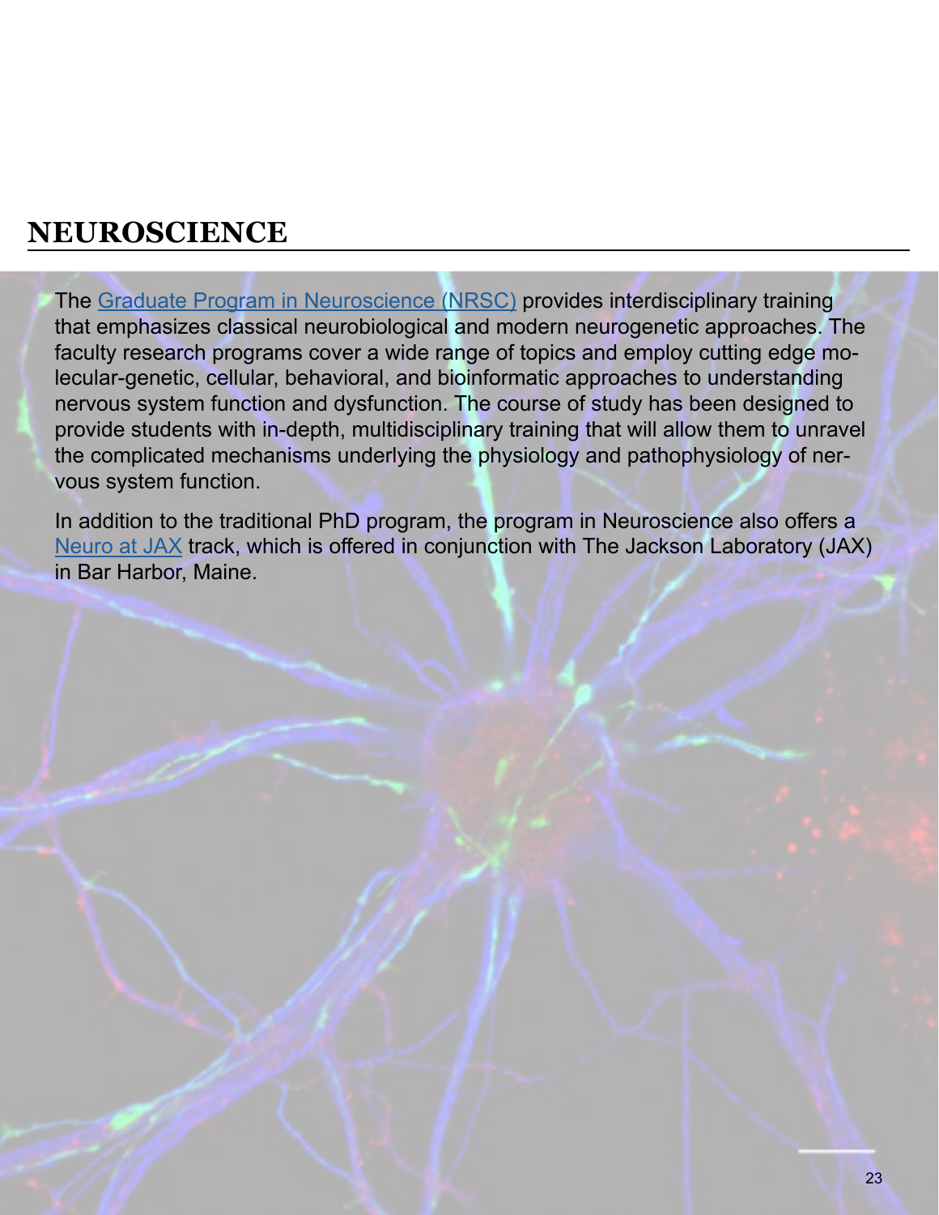# NEUROSCIENCE

The Graduate Program in Neuroscience (NRSC) provides interdisciplinary training that emphasizes classical neurobiological and modern neurogenetic approaches. The faculty research programs cover a wide range of topics and employ cutting edge molecular-genetic, cellular, behavioral, and bioinformatic approaches to understanding nervous system function and dysfunction. The course of study has been designed to provide students with in-depth, multidisciplinary training that will allow them to unravel the complicated mechanisms underlying the physiology and pathophysiology of nervous system function.

In addition to the traditional PhD program, the program in Neuroscience also offers a Neuro at JAX track, which is offered in conjunction with The Jackson Laboratory (JAX) in Bar Harbor, Maine.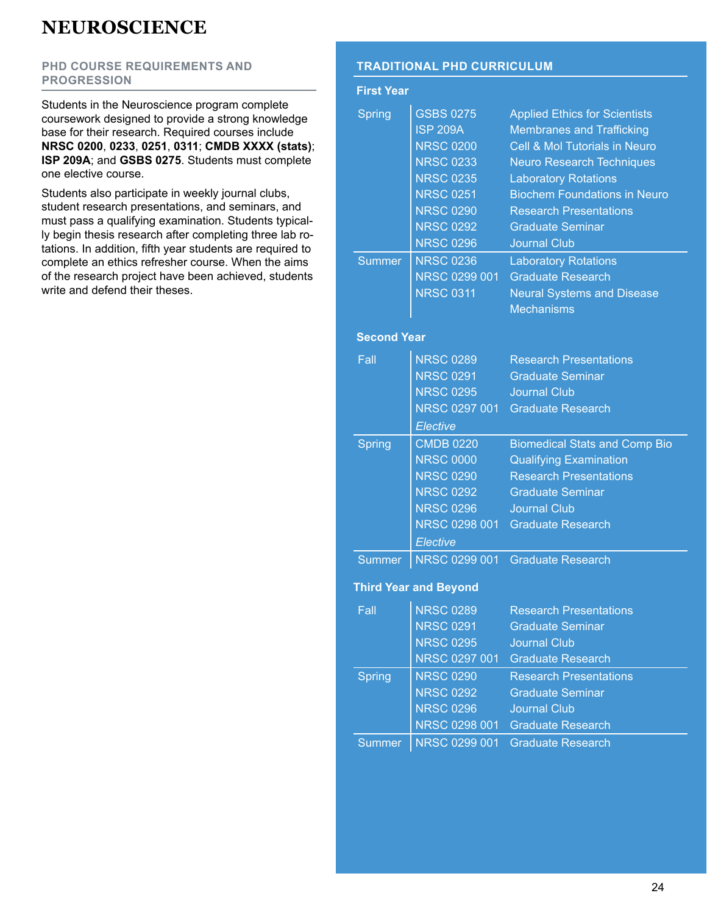# NEUROSCIENCE

## PHD COURSE REQUIREMENTS AND PROGRESSION

Students in the Neuroscience program complete coursework designed to provide a strong knowledge base for their research. Required courses include **NRSC 0200**, **0233**, **0251**, **0311**; **CMDB XXXX (stats)**; **ISP 209A**; and **GSBS 0275**. Students must complete one elective course.

Students also participate in weekly journal clubs, student research presentations, and seminars, and must pass a qualifying examination. Students typically begin thesis research after completing three lab rotations. In addition, fifth year students are required to complete an ethics refresher course. When the aims of the research project have been achieved, students write and defend their theses.

## TRADITIONAL PHD CURRICULUM

### First Year

| Term | Course | Title |
|---|---|---|
| Spring | GSBS 0275 | Applied Ethics for Scientists |
| | ISP 209A | Membranes and Trafficking |
| | NRSC 0200 | Cell & Mol Tutorials in Neuro |
| | NRSC 0233 | Neuro Research Techniques |
| | NRSC 0235 | Laboratory Rotations |
| | NRSC 0251 | Biochem Foundations in Neuro |
| | NRSC 0290 | Research Presentations |
| | NRSC 0292 | Graduate Seminar |
| | NRSC 0296 | Journal Club |
| Summer | NRSC 0236 | Laboratory Rotations |
| | NRSC 0299 001 | Graduate Research |
| | NRSC 0311 | Neural Systems and Disease Mechanisms |

### Second Year

| Term | Course | Title |
|---|---|---|
| Fall | NRSC 0289 | Research Presentations |
| | NRSC 0291 | Graduate Seminar |
| | NRSC 0295 | Journal Club |
| | NRSC 0297 001 | Graduate Research |
| | *Elective* | |
| Spring | CMDB 0220 | Biomedical Stats and Comp Bio |
| | NRSC 0000 | Qualifying Examination |
| | NRSC 0290 | Research Presentations |
| | NRSC 0292 | Graduate Seminar |
| | NRSC 0296 | Journal Club |
| | NRSC 0298 001 | Graduate Research |
| | *Elective* | |
| Summer | NRSC 0299 001 | Graduate Research |

### Third Year and Beyond

| Term | Course | Title |
|---|---|---|
| Fall | NRSC 0289 | Research Presentations |
| | NRSC 0291 | Graduate Seminar |
| | NRSC 0295 | Journal Club |
| | NRSC 0297 001 | Graduate Research |
| Spring | NRSC 0290 | Research Presentations |
| | NRSC 0292 | Graduate Seminar |
| | NRSC 0296 | Journal Club |
| | NRSC 0298 001 | Graduate Research |
| Summer | NRSC 0299 001 | Graduate Research |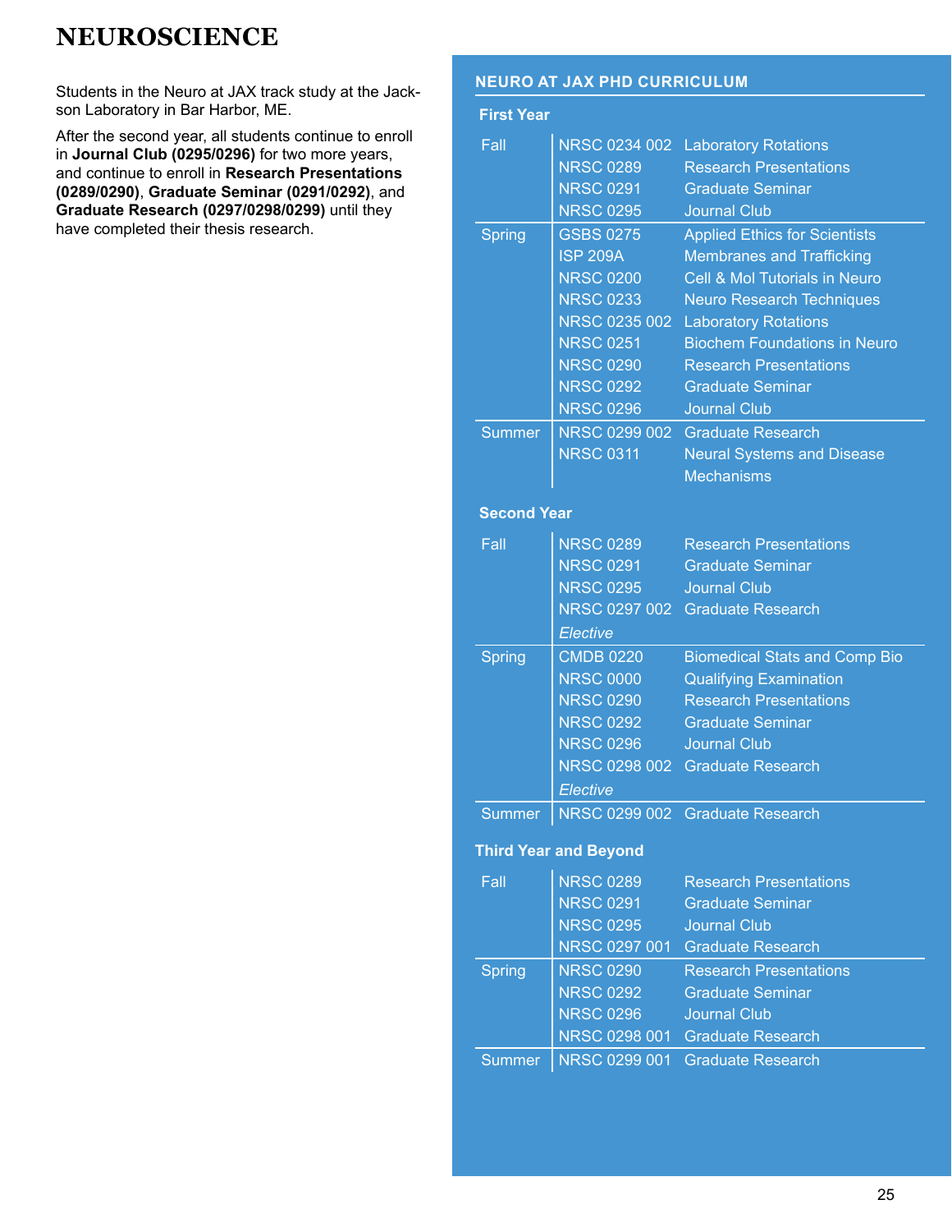# NEUROSCIENCE

Students in the Neuro at JAX track study at the Jackson Laboratory in Bar Harbor, ME.

After the second year, all students continue to enroll in **Journal Club (0295/0296)** for two more years, and continue to enroll in **Research Presentations (0289/0290)**, **Graduate Seminar (0291/0292)**, and **Graduate Research (0297/0298/0299)** until they have completed their thesis research.

## NEURO AT JAX PHD CURRICULUM

### First Year

| Term | Course | Title |
|---|---|---|
| Fall | NRSC 0234 002 | Laboratory Rotations |
| | NRSC 0289 | Research Presentations |
| | NRSC 0291 | Graduate Seminar |
| | NRSC 0295 | Journal Club |
| Spring | GSBS 0275 | Applied Ethics for Scientists |
| | ISP 209A | Membranes and Trafficking |
| | NRSC 0200 | Cell & Mol Tutorials in Neuro |
| | NRSC 0233 | Neuro Research Techniques |
| | NRSC 0235 002 | Laboratory Rotations |
| | NRSC 0251 | Biochem Foundations in Neuro |
| | NRSC 0290 | Research Presentations |
| | NRSC 0292 | Graduate Seminar |
| | NRSC 0296 | Journal Club |
| Summer | NRSC 0299 002 | Graduate Research |
| | NRSC 0311 | Neural Systems and Disease Mechanisms |

### Second Year

| Term | Course | Title |
|---|---|---|
| Fall | NRSC 0289 | Research Presentations |
| | NRSC 0291 | Graduate Seminar |
| | NRSC 0295 | Journal Club |
| | NRSC 0297 002 | Graduate Research |
| | *Elective* | |
| Spring | CMDB 0220 | Biomedical Stats and Comp Bio |
| | NRSC 0000 | Qualifying Examination |
| | NRSC 0290 | Research Presentations |
| | NRSC 0292 | Graduate Seminar |
| | NRSC 0296 | Journal Club |
| | NRSC 0298 002 | Graduate Research |
| | *Elective* | |
| Summer | NRSC 0299 002 | Graduate Research |

### Third Year and Beyond

| Term | Course | Title |
|---|---|---|
| Fall | NRSC 0289 | Research Presentations |
| | NRSC 0291 | Graduate Seminar |
| | NRSC 0295 | Journal Club |
| | NRSC 0297 001 | Graduate Research |
| Spring | NRSC 0290 | Research Presentations |
| | NRSC 0292 | Graduate Seminar |
| | NRSC 0296 | Journal Club |
| | NRSC 0298 001 | Graduate Research |
| Summer | NRSC 0299 001 | Graduate Research |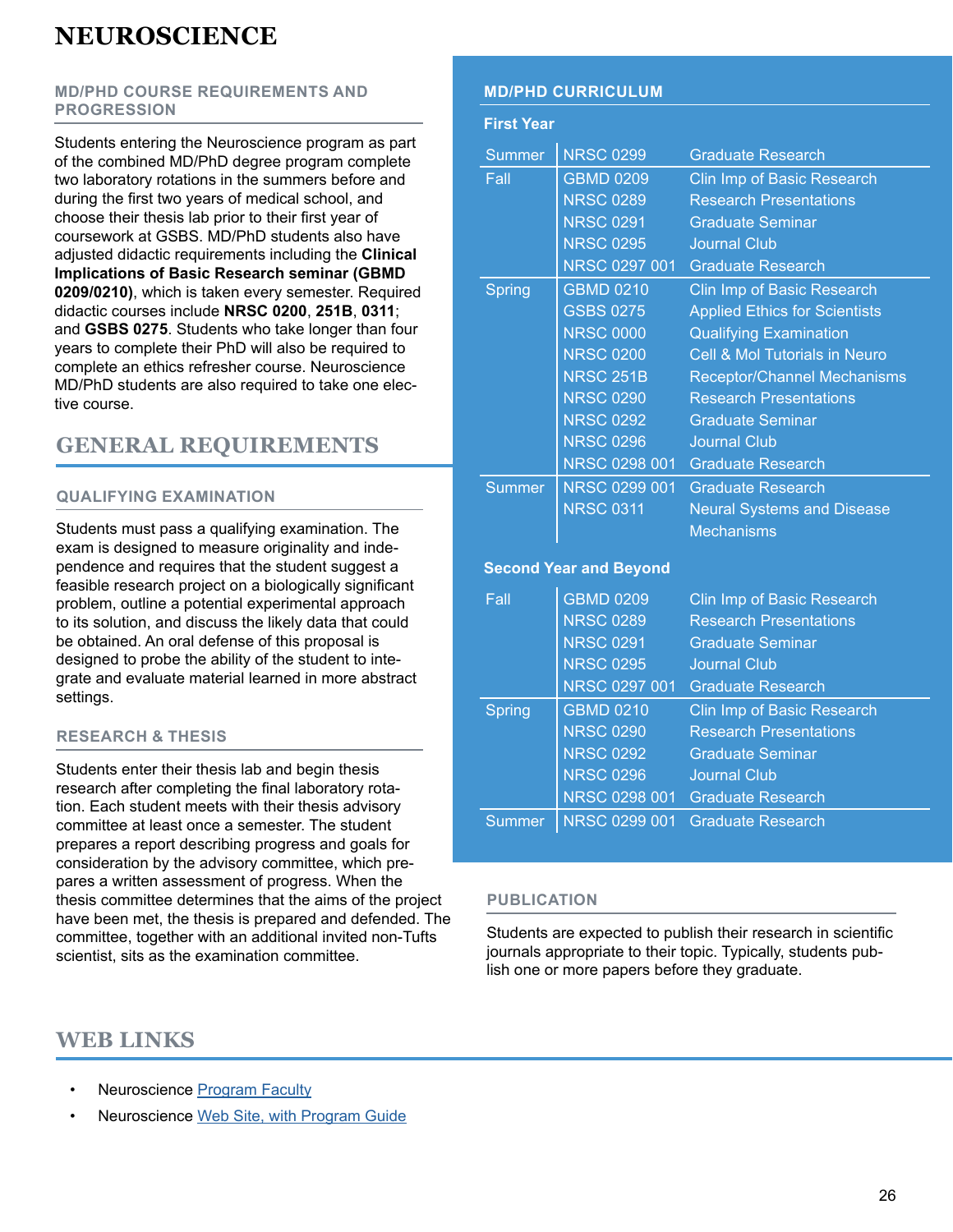# NEUROSCIENCE

### MD/PHD COURSE REQUIREMENTS AND PROGRESSION

Students entering the Neuroscience program as part of the combined MD/PhD degree program complete two laboratory rotations in the summers before and during the first two years of medical school, and choose their thesis lab prior to their first year of coursework at GSBS. MD/PhD students also have adjusted didactic requirements including the **Clinical Implications of Basic Research seminar (GBMD 0209/0210)**, which is taken every semester. Required didactic courses include **NRSC 0200**, **251B**, **0311**; and **GSBS 0275**. Students who take longer than four years to complete their PhD will also be required to complete an ethics refresher course. Neuroscience MD/PhD students are also required to take one elective course.

### MD/PHD CURRICULUM

**First Year**

| | | |
|---|---|---|
| Summer | NRSC 0299 | Graduate Research |
| Fall | GBMD 0209 | Clin Imp of Basic Research |
| | NRSC 0289 | Research Presentations |
| | NRSC 0291 | Graduate Seminar |
| | NRSC 0295 | Journal Club |
| | NRSC 0297 001 | Graduate Research |
| Spring | GBMD 0210 | Clin Imp of Basic Research |
| | GSBS 0275 | Applied Ethics for Scientists |
| | NRSC 0000 | Qualifying Examination |
| | NRSC 0200 | Cell & Mol Tutorials in Neuro |
| | NRSC 251B | Receptor/Channel Mechanisms |
| | NRSC 0290 | Research Presentations |
| | NRSC 0292 | Graduate Seminar |
| | NRSC 0296 | Journal Club |
| | NRSC 0298 001 | Graduate Research |
| Summer | NRSC 0299 001 | Graduate Research |
| | NRSC 0311 | Neural Systems and Disease Mechanisms |

**Second Year and Beyond**

| | | |
|---|---|---|
| Fall | GBMD 0209 | Clin Imp of Basic Research |
| | NRSC 0289 | Research Presentations |
| | NRSC 0291 | Graduate Seminar |
| | NRSC 0295 | Journal Club |
| | NRSC 0297 001 | Graduate Research |
| Spring | GBMD 0210 | Clin Imp of Basic Research |
| | NRSC 0290 | Research Presentations |
| | NRSC 0292 | Graduate Seminar |
| | NRSC 0296 | Journal Club |
| | NRSC 0298 001 | Graduate Research |
| Summer | NRSC 0299 001 | Graduate Research |

## GENERAL REQUIREMENTS

### QUALIFYING EXAMINATION

Students must pass a qualifying examination. The exam is designed to measure originality and independence and requires that the student suggest a feasible research project on a biologically significant problem, outline a potential experimental approach to its solution, and discuss the likely data that could be obtained. An oral defense of this proposal is designed to probe the ability of the student to integrate and evaluate material learned in more abstract settings.

### RESEARCH & THESIS

Students enter their thesis lab and begin thesis research after completing the final laboratory rotation. Each student meets with their thesis advisory committee at least once a semester. The student prepares a report describing progress and goals for consideration by the advisory committee, which prepares a written assessment of progress. When the thesis committee determines that the aims of the project have been met, the thesis is prepared and defended. The committee, together with an additional invited non-Tufts scientist, sits as the examination committee.

### PUBLICATION

Students are expected to publish their research in scientific journals appropriate to their topic. Typically, students publish one or more papers before they graduate.

## WEB LINKS

- Neuroscience Program Faculty
- Neuroscience Web Site, with Program Guide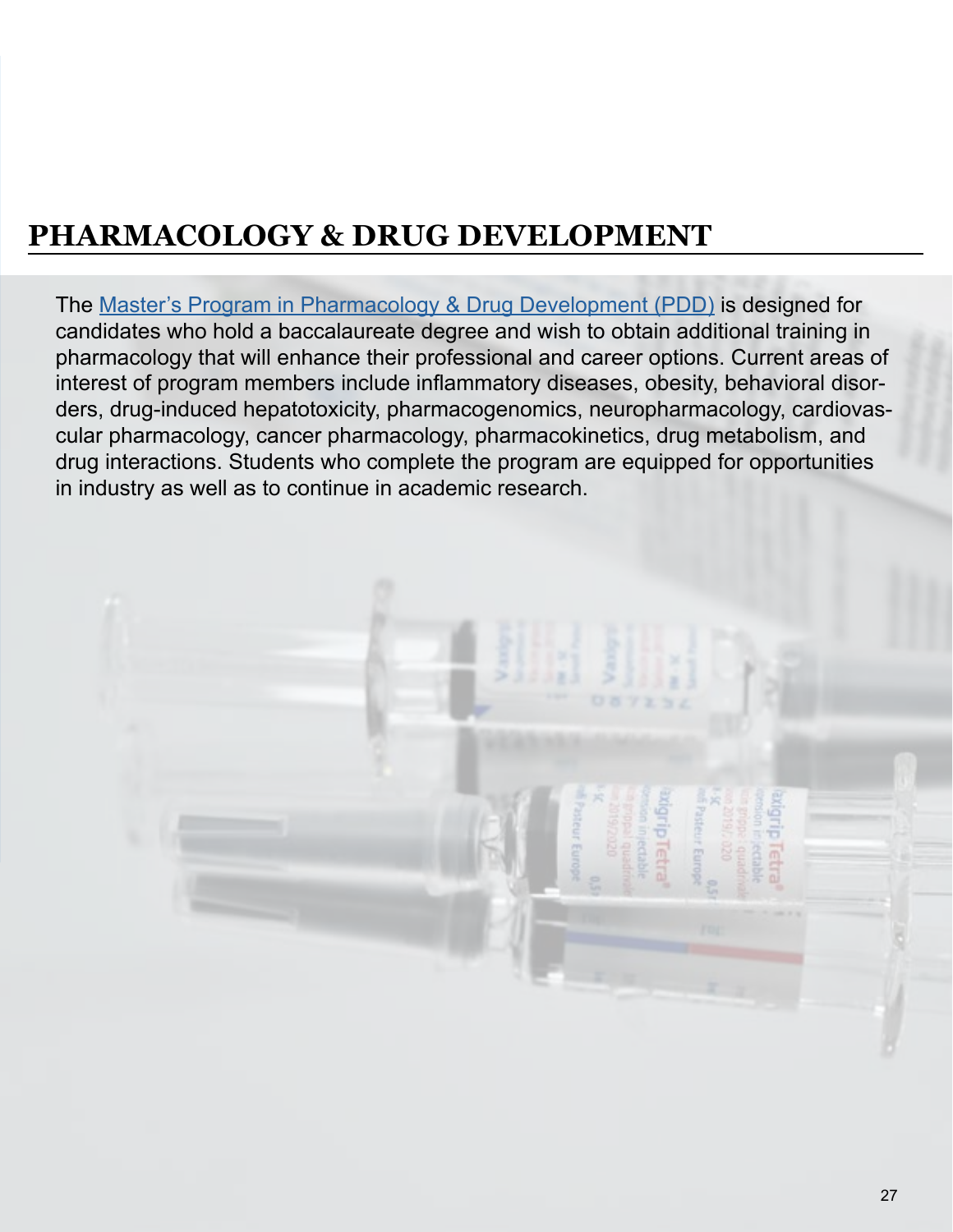# PHARMACOLOGY & DRUG DEVELOPMENT

The Master's Program in Pharmacology & Drug Development (PDD) is designed for candidates who hold a baccalaureate degree and wish to obtain additional training in pharmacology that will enhance their professional and career options. Current areas of interest of program members include inflammatory diseases, obesity, behavioral disorders, drug-induced hepatotoxicity, pharmacogenomics, neuropharmacology, cardiovascular pharmacology, cancer pharmacology, pharmacokinetics, drug metabolism, and drug interactions. Students who complete the program are equipped for opportunities in industry as well as to continue in academic research.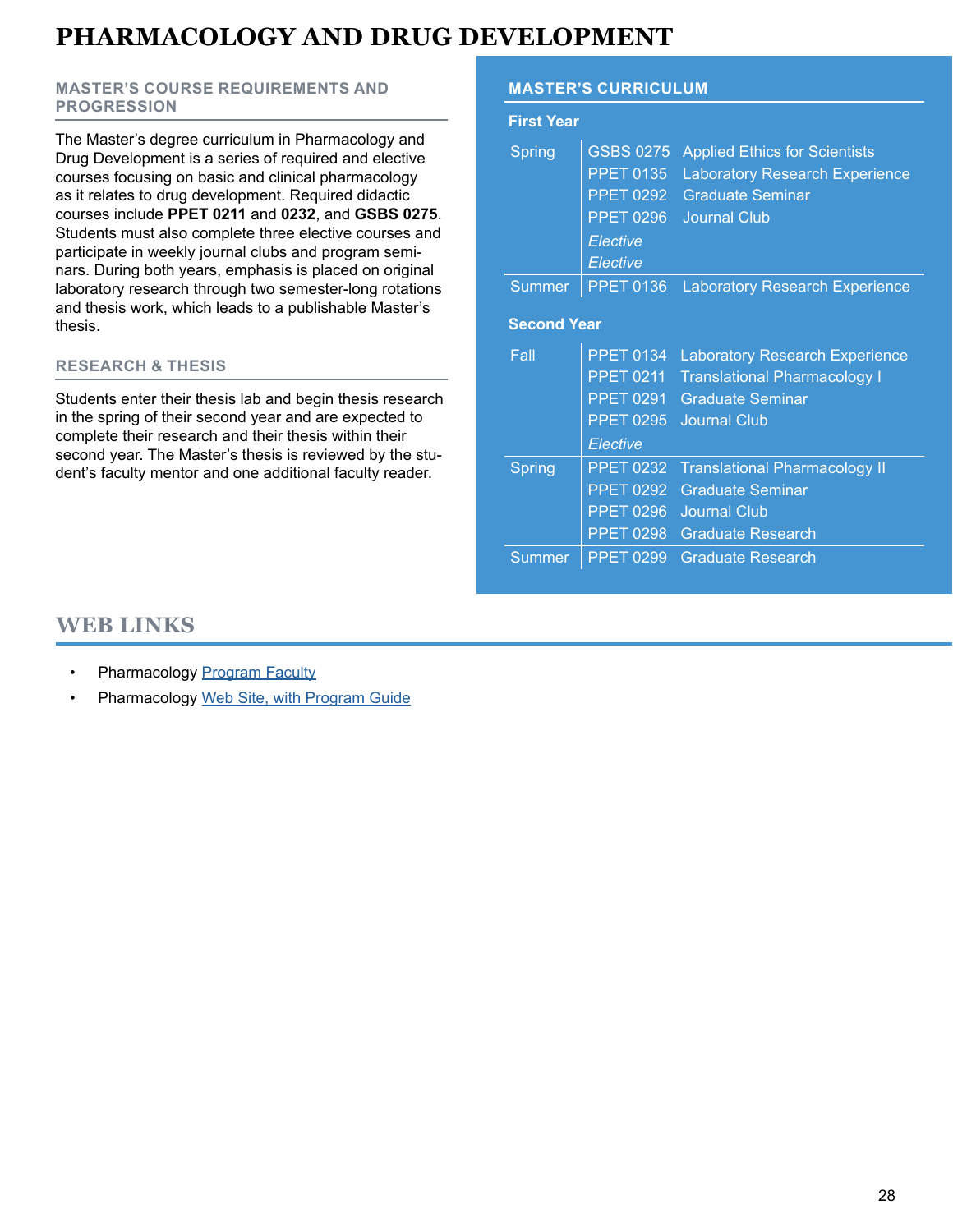# PHARMACOLOGY AND DRUG DEVELOPMENT

## MASTER'S COURSE REQUIREMENTS AND PROGRESSION

The Master's degree curriculum in Pharmacology and Drug Development is a series of required and elective courses focusing on basic and clinical pharmacology as it relates to drug development. Required didactic courses include **PPET 0211** and **0232**, and **GSBS 0275**. Students must also complete three elective courses and participate in weekly journal clubs and program seminars. During both years, emphasis is placed on original laboratory research through two semester-long rotations and thesis work, which leads to a publishable Master's thesis.

## RESEARCH & THESIS

Students enter their thesis lab and begin thesis research in the spring of their second year and are expected to complete their research and their thesis within their second year. The Master's thesis is reviewed by the student's faculty mentor and one additional faculty reader.

## MASTER'S CURRICULUM

**First Year**

| Term | Course | Title |
|---|---|---|
| Spring | GSBS 0275 | Applied Ethics for Scientists |
| | PPET 0135 | Laboratory Research Experience |
| | PPET 0292 | Graduate Seminar |
| | PPET 0296 | Journal Club |
| | *Elective* | |
| | *Elective* | |
| Summer | PPET 0136 | Laboratory Research Experience |

**Second Year**

| Term | Course | Title |
|---|---|---|
| Fall | PPET 0134 | Laboratory Research Experience |
| | PPET 0211 | Translational Pharmacology I |
| | PPET 0291 | Graduate Seminar |
| | PPET 0295 | Journal Club |
| | *Elective* | |
| Spring | PPET 0232 | Translational Pharmacology II |
| | PPET 0292 | Graduate Seminar |
| | PPET 0296 | Journal Club |
| | PPET 0298 | Graduate Research |
| Summer | PPET 0299 | Graduate Research |

## WEB LINKS

- Pharmacology Program Faculty
- Pharmacology Web Site, with Program Guide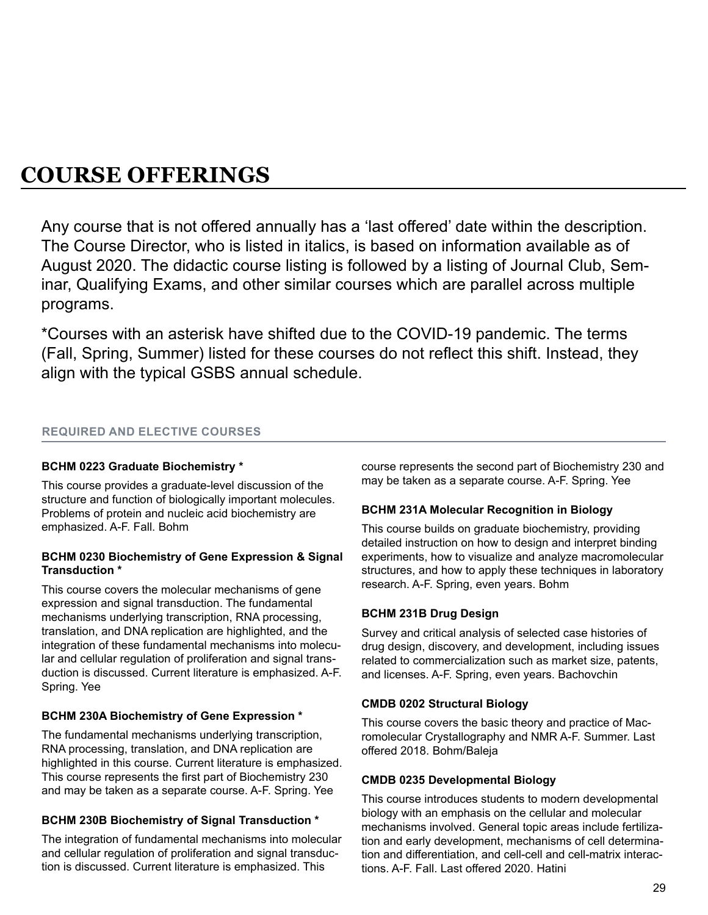# COURSE OFFERINGS

Any course that is not offered annually has a 'last offered' date within the description. The Course Director, who is listed in italics, is based on information available as of August 2020. The didactic course listing is followed by a listing of Journal Club, Seminar, Qualifying Exams, and other similar courses which are parallel across multiple programs.

*Courses with an asterisk have shifted due to the COVID-19 pandemic. The terms (Fall, Spring, Summer) listed for these courses do not reflect this shift. Instead, they align with the typical GSBS annual schedule.

## REQUIRED AND ELECTIVE COURSES

**BCHM 0223 Graduate Biochemistry ***

This course provides a graduate-level discussion of the structure and function of biologically important molecules. Problems of protein and nucleic acid biochemistry are emphasized. A-F. Fall. Bohm

**BCHM 0230 Biochemistry of Gene Expression & Signal Transduction ***

This course covers the molecular mechanisms of gene expression and signal transduction. The fundamental mechanisms underlying transcription, RNA processing, translation, and DNA replication are highlighted, and the integration of these fundamental mechanisms into molecular and cellular regulation of proliferation and signal transduction is discussed. Current literature is emphasized. A-F. Spring. Yee

**BCHM 230A Biochemistry of Gene Expression ***

The fundamental mechanisms underlying transcription, RNA processing, translation, and DNA replication are highlighted in this course. Current literature is emphasized. This course represents the first part of Biochemistry 230 and may be taken as a separate course. A-F. Spring. Yee

**BCHM 230B Biochemistry of Signal Transduction ***

The integration of fundamental mechanisms into molecular and cellular regulation of proliferation and signal transduction is discussed. Current literature is emphasized. This course represents the second part of Biochemistry 230 and may be taken as a separate course. A-F. Spring. Yee

**BCHM 231A Molecular Recognition in Biology**

This course builds on graduate biochemistry, providing detailed instruction on how to design and interpret binding experiments, how to visualize and analyze macromolecular structures, and how to apply these techniques in laboratory research. A-F. Spring, even years. Bohm

**BCHM 231B Drug Design**

Survey and critical analysis of selected case histories of drug design, discovery, and development, including issues related to commercialization such as market size, patents, and licenses. A-F. Spring, even years. Bachovchin

**CMDB 0202 Structural Biology**

This course covers the basic theory and practice of Macromolecular Crystallography and NMR A-F. Summer. Last offered 2018. Bohm/Baleja

**CMDB 0235 Developmental Biology**

This course introduces students to modern developmental biology with an emphasis on the cellular and molecular mechanisms involved. General topic areas include fertilization and early development, mechanisms of cell determination and differentiation, and cell-cell and cell-matrix interactions. A-F. Fall. Last offered 2020. Hatini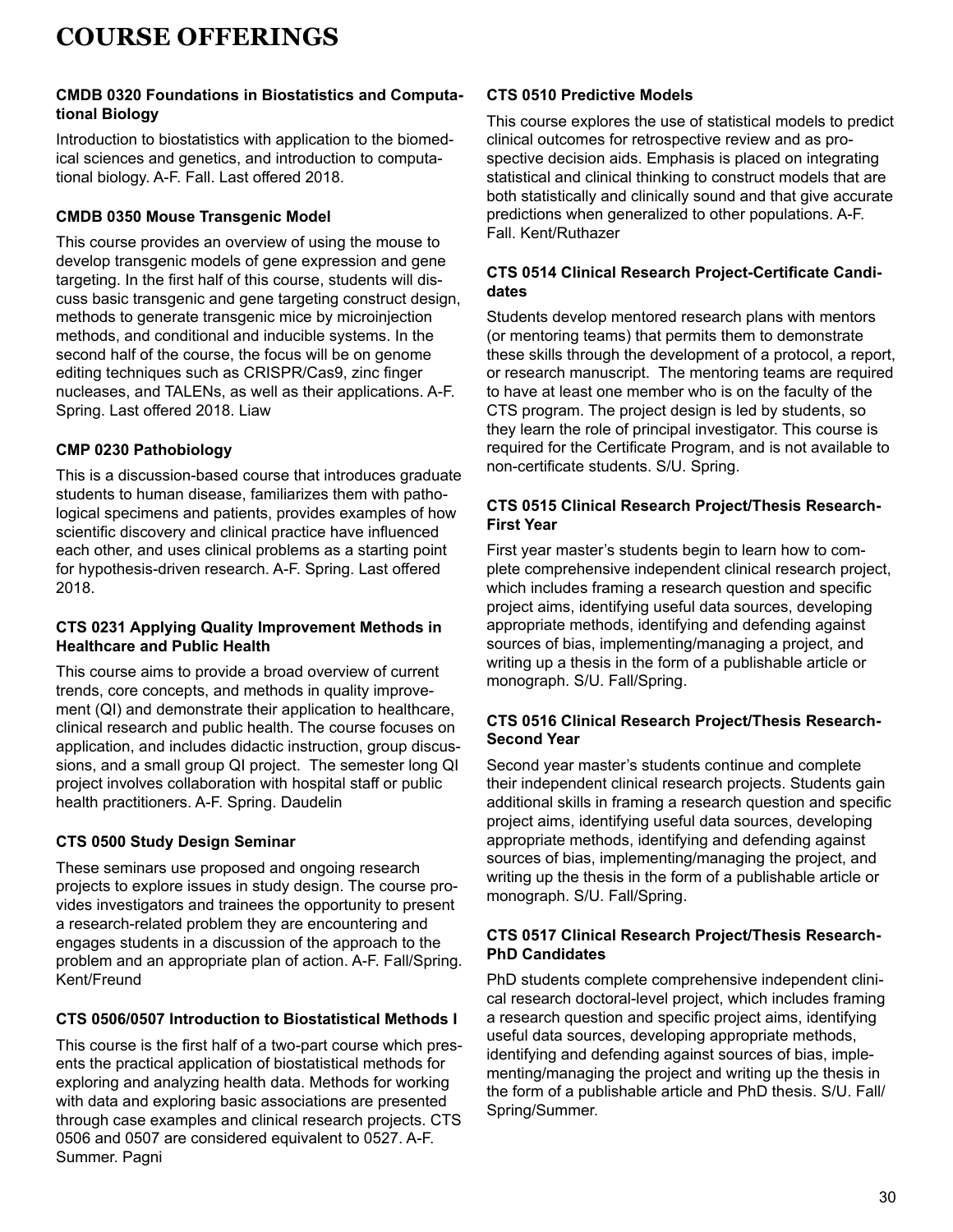# COURSE OFFERINGS

**CMDB 0320 Foundations in Biostatistics and Computational Biology**

Introduction to biostatistics with application to the biomedical sciences and genetics, and introduction to computational biology. A-F. Fall. Last offered 2018.

**CMDB 0350 Mouse Transgenic Model**

This course provides an overview of using the mouse to develop transgenic models of gene expression and gene targeting. In the first half of this course, students will discuss basic transgenic and gene targeting construct design, methods to generate transgenic mice by microinjection methods, and conditional and inducible systems. In the second half of the course, the focus will be on genome editing techniques such as CRISPR/Cas9, zinc finger nucleases, and TALENs, as well as their applications. A-F. Spring. Last offered 2018. Liaw

**CMP 0230 Pathobiology**

This is a discussion-based course that introduces graduate students to human disease, familiarizes them with pathological specimens and patients, provides examples of how scientific discovery and clinical practice have influenced each other, and uses clinical problems as a starting point for hypothesis-driven research. A-F. Spring. Last offered 2018.

**CTS 0231 Applying Quality Improvement Methods in Healthcare and Public Health**

This course aims to provide a broad overview of current trends, core concepts, and methods in quality improvement (QI) and demonstrate their application to healthcare, clinical research and public health. The course focuses on application, and includes didactic instruction, group discussions, and a small group QI project. The semester long QI project involves collaboration with hospital staff or public health practitioners. A-F. Spring. Daudelin

**CTS 0500 Study Design Seminar**

These seminars use proposed and ongoing research projects to explore issues in study design. The course provides investigators and trainees the opportunity to present a research-related problem they are encountering and engages students in a discussion of the approach to the problem and an appropriate plan of action. A-F. Fall/Spring. Kent/Freund

**CTS 0506/0507 Introduction to Biostatistical Methods I**

This course is the first half of a two-part course which presents the practical application of biostatistical methods for exploring and analyzing health data. Methods for working with data and exploring basic associations are presented through case examples and clinical research projects. CTS 0506 and 0507 are considered equivalent to 0527. A-F. Summer. Pagni

**CTS 0510 Predictive Models**

This course explores the use of statistical models to predict clinical outcomes for retrospective review and as prospective decision aids. Emphasis is placed on integrating statistical and clinical thinking to construct models that are both statistically and clinically sound and that give accurate predictions when generalized to other populations. A-F. Fall. Kent/Ruthazer

**CTS 0514 Clinical Research Project-Certificate Candidates**

Students develop mentored research plans with mentors (or mentoring teams) that permits them to demonstrate these skills through the development of a protocol, a report, or research manuscript. The mentoring teams are required to have at least one member who is on the faculty of the CTS program. The project design is led by students, so they learn the role of principal investigator. This course is required for the Certificate Program, and is not available to non-certificate students. S/U. Spring.

**CTS 0515 Clinical Research Project/Thesis Research-First Year**

First year master's students begin to learn how to complete comprehensive independent clinical research project, which includes framing a research question and specific project aims, identifying useful data sources, developing appropriate methods, identifying and defending against sources of bias, implementing/managing a project, and writing up a thesis in the form of a publishable article or monograph. S/U. Fall/Spring.

**CTS 0516 Clinical Research Project/Thesis Research-Second Year**

Second year master's students continue and complete their independent clinical research projects. Students gain additional skills in framing a research question and specific project aims, identifying useful data sources, developing appropriate methods, identifying and defending against sources of bias, implementing/managing the project, and writing up the thesis in the form of a publishable article or monograph. S/U. Fall/Spring.

**CTS 0517 Clinical Research Project/Thesis Research-PhD Candidates**

PhD students complete comprehensive independent clinical research doctoral-level project, which includes framing a research question and specific project aims, identifying useful data sources, developing appropriate methods, identifying and defending against sources of bias, implementing/managing the project and writing up the thesis in the form of a publishable article and PhD thesis. S/U. Fall/Spring/Summer.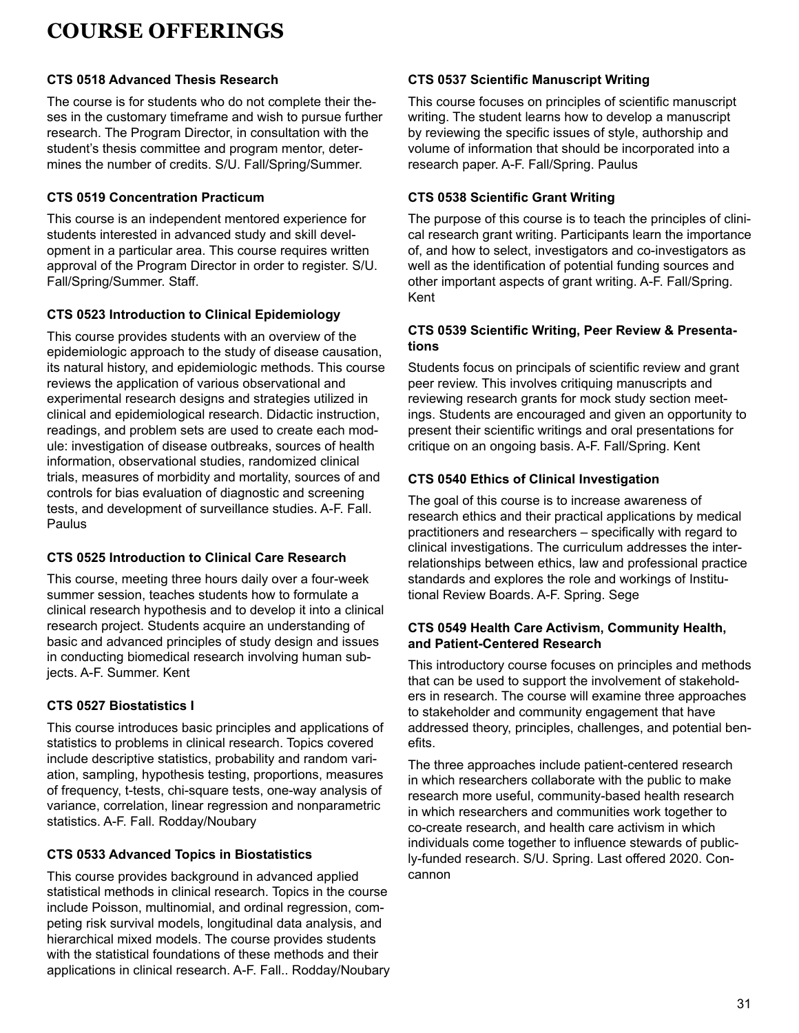# COURSE OFFERINGS

### CTS 0518 Advanced Thesis Research

The course is for students who do not complete their theses in the customary timeframe and wish to pursue further research. The Program Director, in consultation with the student's thesis committee and program mentor, determines the number of credits. S/U. Fall/Spring/Summer.

### CTS 0519 Concentration Practicum

This course is an independent mentored experience for students interested in advanced study and skill development in a particular area. This course requires written approval of the Program Director in order to register. S/U. Fall/Spring/Summer. Staff.

### CTS 0523 Introduction to Clinical Epidemiology

This course provides students with an overview of the epidemiologic approach to the study of disease causation, its natural history, and epidemiologic methods. This course reviews the application of various observational and experimental research designs and strategies utilized in clinical and epidemiological research. Didactic instruction, readings, and problem sets are used to create each module: investigation of disease outbreaks, sources of health information, observational studies, randomized clinical trials, measures of morbidity and mortality, sources of and controls for bias evaluation of diagnostic and screening tests, and development of surveillance studies. A-F. Fall. Paulus

### CTS 0525 Introduction to Clinical Care Research

This course, meeting three hours daily over a four-week summer session, teaches students how to formulate a clinical research hypothesis and to develop it into a clinical research project. Students acquire an understanding of basic and advanced principles of study design and issues in conducting biomedical research involving human subjects. A-F. Summer. Kent

### CTS 0527 Biostatistics I

This course introduces basic principles and applications of statistics to problems in clinical research. Topics covered include descriptive statistics, probability and random variation, sampling, hypothesis testing, proportions, measures of frequency, t-tests, chi-square tests, one-way analysis of variance, correlation, linear regression and nonparametric statistics. A-F. Fall. Rodday/Noubary

### CTS 0533 Advanced Topics in Biostatistics

This course provides background in advanced applied statistical methods in clinical research. Topics in the course include Poisson, multinomial, and ordinal regression, competing risk survival models, longitudinal data analysis, and hierarchical mixed models. The course provides students with the statistical foundations of these methods and their applications in clinical research. A-F. Fall.. Rodday/Noubary

### CTS 0537 Scientific Manuscript Writing

This course focuses on principles of scientific manuscript writing. The student learns how to develop a manuscript by reviewing the specific issues of style, authorship and volume of information that should be incorporated into a research paper. A-F. Fall/Spring. Paulus

### CTS 0538 Scientific Grant Writing

The purpose of this course is to teach the principles of clinical research grant writing. Participants learn the importance of, and how to select, investigators and co-investigators as well as the identification of potential funding sources and other important aspects of grant writing. A-F. Fall/Spring. Kent

### CTS 0539 Scientific Writing, Peer Review & Presentations

Students focus on principals of scientific review and grant peer review. This involves critiquing manuscripts and reviewing research grants for mock study section meetings. Students are encouraged and given an opportunity to present their scientific writings and oral presentations for critique on an ongoing basis. A-F. Fall/Spring. Kent

### CTS 0540 Ethics of Clinical Investigation

The goal of this course is to increase awareness of research ethics and their practical applications by medical practitioners and researchers – specifically with regard to clinical investigations. The curriculum addresses the interrelationships between ethics, law and professional practice standards and explores the role and workings of Institutional Review Boards. A-F. Spring. Sege

### CTS 0549 Health Care Activism, Community Health, and Patient-Centered Research

This introductory course focuses on principles and methods that can be used to support the involvement of stakeholders in research. The course will examine three approaches to stakeholder and community engagement that have addressed theory, principles, challenges, and potential benefits.

The three approaches include patient-centered research in which researchers collaborate with the public to make research more useful, community-based health research in which researchers and communities work together to co-create research, and health care activism in which individuals come together to influence stewards of publicly-funded research. S/U. Spring. Last offered 2020. Concannon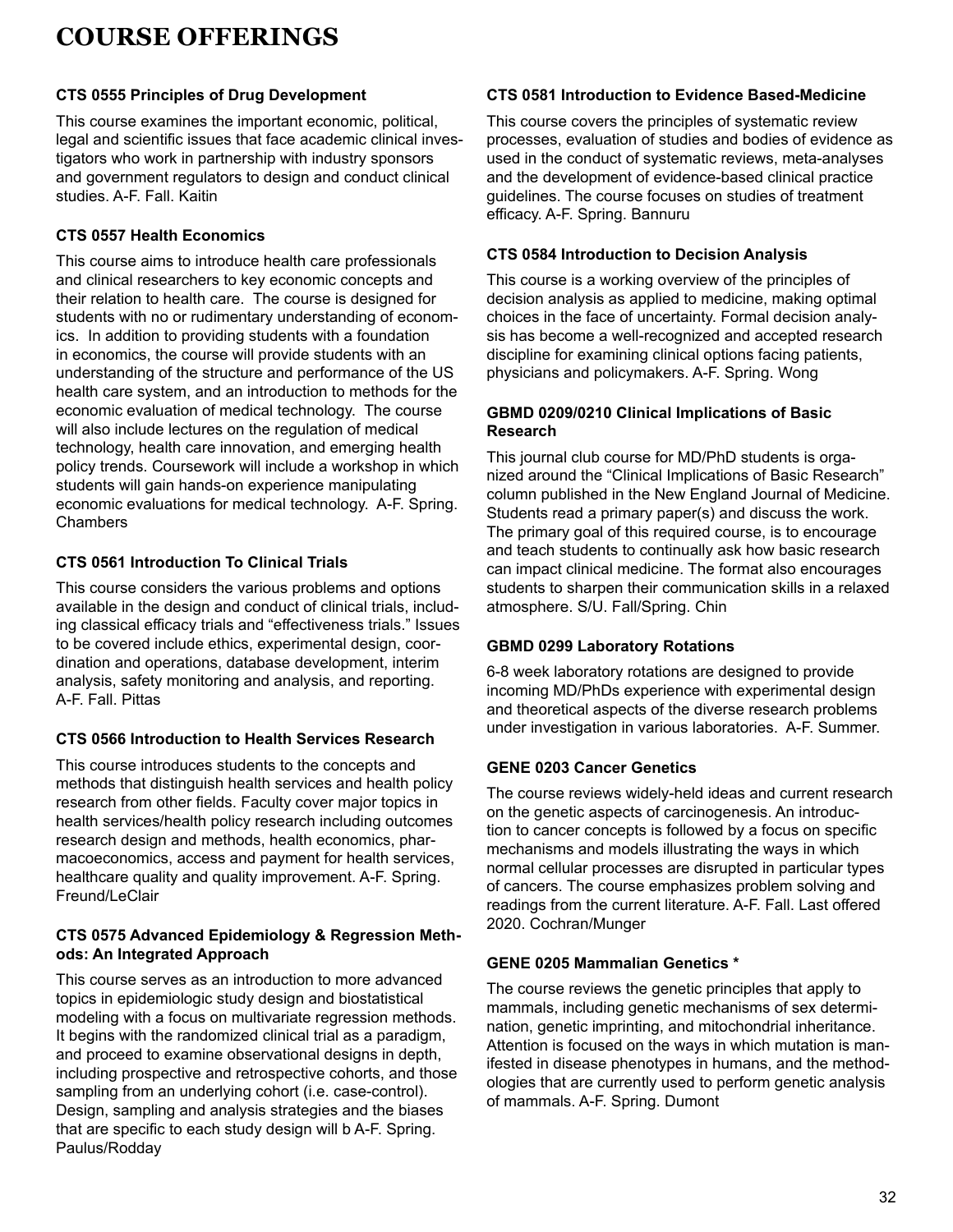# COURSE OFFERINGS

**CTS 0555 Principles of Drug Development**

This course examines the important economic, political, legal and scientific issues that face academic clinical investigators who work in partnership with industry sponsors and government regulators to design and conduct clinical studies. A-F. Fall. Kaitin

**CTS 0557 Health Economics**

This course aims to introduce health care professionals and clinical researchers to key economic concepts and their relation to health care. The course is designed for students with no or rudimentary understanding of economics. In addition to providing students with a foundation in economics, the course will provide students with an understanding of the structure and performance of the US health care system, and an introduction to methods for the economic evaluation of medical technology. The course will also include lectures on the regulation of medical technology, health care innovation, and emerging health policy trends. Coursework will include a workshop in which students will gain hands-on experience manipulating economic evaluations for medical technology. A-F. Spring. Chambers

**CTS 0561 Introduction To Clinical Trials**

This course considers the various problems and options available in the design and conduct of clinical trials, including classical efficacy trials and "effectiveness trials." Issues to be covered include ethics, experimental design, coordination and operations, database development, interim analysis, safety monitoring and analysis, and reporting. A-F. Fall. Pittas

**CTS 0566 Introduction to Health Services Research**

This course introduces students to the concepts and methods that distinguish health services and health policy research from other fields. Faculty cover major topics in health services/health policy research including outcomes research design and methods, health economics, pharmacoeconomics, access and payment for health services, healthcare quality and quality improvement. A-F. Spring. Freund/LeClair

**CTS 0575 Advanced Epidemiology & Regression Methods: An Integrated Approach**

This course serves as an introduction to more advanced topics in epidemiologic study design and biostatistical modeling with a focus on multivariate regression methods. It begins with the randomized clinical trial as a paradigm, and proceed to examine observational designs in depth, including prospective and retrospective cohorts, and those sampling from an underlying cohort (i.e. case-control). Design, sampling and analysis strategies and the biases that are specific to each study design will b A-F. Spring. Paulus/Rodday

**CTS 0581 Introduction to Evidence Based-Medicine**

This course covers the principles of systematic review processes, evaluation of studies and bodies of evidence as used in the conduct of systematic reviews, meta-analyses and the development of evidence-based clinical practice guidelines. The course focuses on studies of treatment efficacy. A-F. Spring. Bannuru

**CTS 0584 Introduction to Decision Analysis**

This course is a working overview of the principles of decision analysis as applied to medicine, making optimal choices in the face of uncertainty. Formal decision analysis has become a well-recognized and accepted research discipline for examining clinical options facing patients, physicians and policymakers. A-F. Spring. Wong

**GBMD 0209/0210 Clinical Implications of Basic Research**

This journal club course for MD/PhD students is organized around the "Clinical Implications of Basic Research" column published in the New England Journal of Medicine. Students read a primary paper(s) and discuss the work. The primary goal of this required course, is to encourage and teach students to continually ask how basic research can impact clinical medicine. The format also encourages students to sharpen their communication skills in a relaxed atmosphere. S/U. Fall/Spring. Chin

**GBMD 0299 Laboratory Rotations**

6-8 week laboratory rotations are designed to provide incoming MD/PhDs experience with experimental design and theoretical aspects of the diverse research problems under investigation in various laboratories. A-F. Summer.

**GENE 0203 Cancer Genetics**

The course reviews widely-held ideas and current research on the genetic aspects of carcinogenesis. An introduction to cancer concepts is followed by a focus on specific mechanisms and models illustrating the ways in which normal cellular processes are disrupted in particular types of cancers. The course emphasizes problem solving and readings from the current literature. A-F. Fall. Last offered 2020. Cochran/Munger

**GENE 0205 Mammalian Genetics ***

The course reviews the genetic principles that apply to mammals, including genetic mechanisms of sex determination, genetic imprinting, and mitochondrial inheritance. Attention is focused on the ways in which mutation is manifested in disease phenotypes in humans, and the methodologies that are currently used to perform genetic analysis of mammals. A-F. Spring. Dumont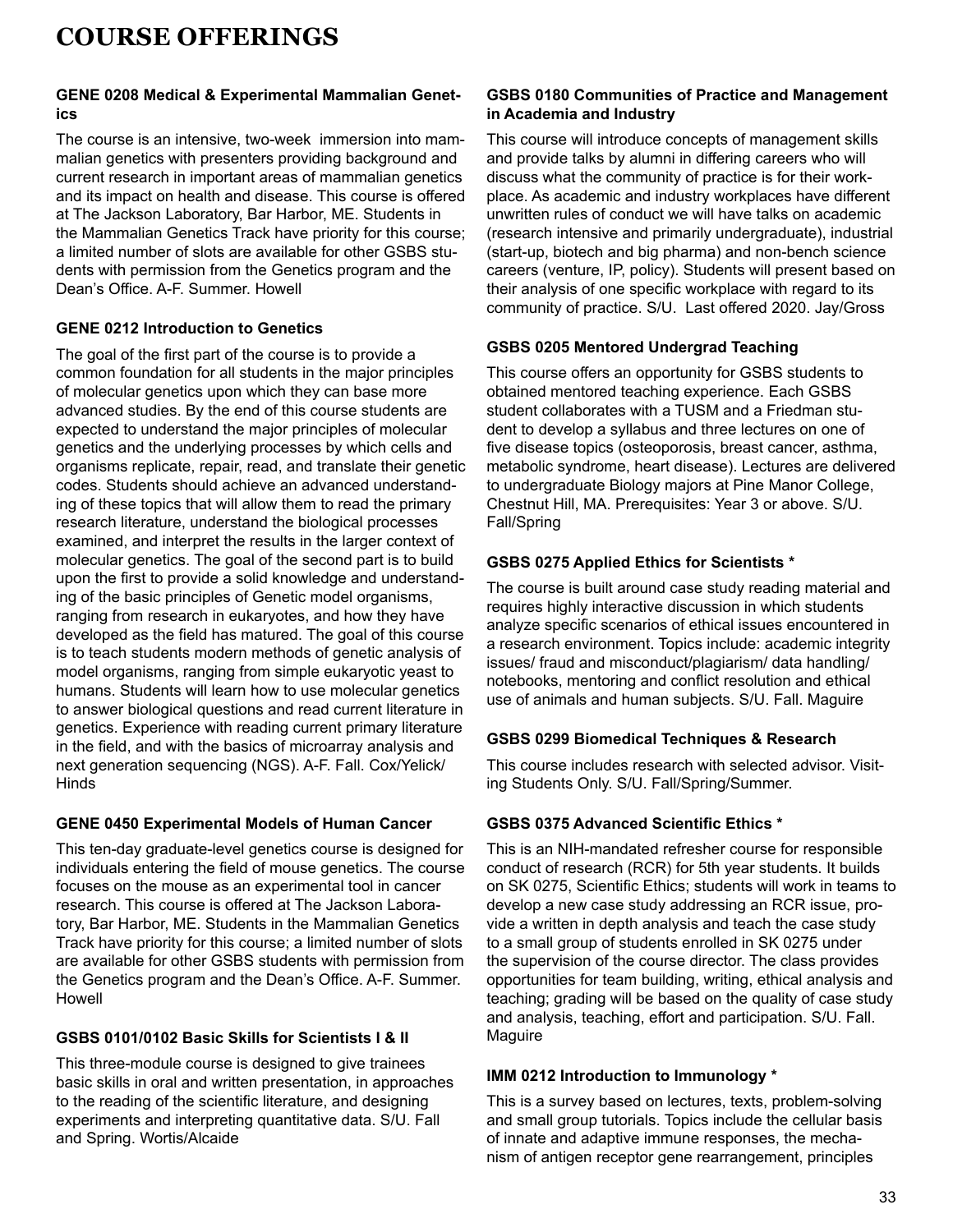# COURSE OFFERINGS

**GENE 0208 Medical & Experimental Mammalian Genetics**

The course is an intensive, two-week immersion into mammalian genetics with presenters providing background and current research in important areas of mammalian genetics and its impact on health and disease. This course is offered at The Jackson Laboratory, Bar Harbor, ME. Students in the Mammalian Genetics Track have priority for this course; a limited number of slots are available for other GSBS students with permission from the Genetics program and the Dean's Office. A-F. Summer. Howell

**GENE 0212 Introduction to Genetics**

The goal of the first part of the course is to provide a common foundation for all students in the major principles of molecular genetics upon which they can base more advanced studies. By the end of this course students are expected to understand the major principles of molecular genetics and the underlying processes by which cells and organisms replicate, repair, read, and translate their genetic codes. Students should achieve an advanced understanding of these topics that will allow them to read the primary research literature, understand the biological processes examined, and interpret the results in the larger context of molecular genetics. The goal of the second part is to build upon the first to provide a solid knowledge and understanding of the basic principles of Genetic model organisms, ranging from research in eukaryotes, and how they have developed as the field has matured. The goal of this course is to teach students modern methods of genetic analysis of model organisms, ranging from simple eukaryotic yeast to humans. Students will learn how to use molecular genetics to answer biological questions and read current literature in genetics. Experience with reading current primary literature in the field, and with the basics of microarray analysis and next generation sequencing (NGS). A-F. Fall. Cox/Yelick/Hinds

**GENE 0450 Experimental Models of Human Cancer**

This ten-day graduate-level genetics course is designed for individuals entering the field of mouse genetics. The course focuses on the mouse as an experimental tool in cancer research. This course is offered at The Jackson Laboratory, Bar Harbor, ME. Students in the Mammalian Genetics Track have priority for this course; a limited number of slots are available for other GSBS students with permission from the Genetics program and the Dean's Office. A-F. Summer. Howell

**GSBS 0101/0102 Basic Skills for Scientists I & II**

This three-module course is designed to give trainees basic skills in oral and written presentation, in approaches to the reading of the scientific literature, and designing experiments and interpreting quantitative data. S/U. Fall and Spring. Wortis/Alcaide

**GSBS 0180 Communities of Practice and Management in Academia and Industry**

This course will introduce concepts of management skills and provide talks by alumni in differing careers who will discuss what the community of practice is for their workplace. As academic and industry workplaces have different unwritten rules of conduct we will have talks on academic (research intensive and primarily undergraduate), industrial (start-up, biotech and big pharma) and non-bench science careers (venture, IP, policy). Students will present based on their analysis of one specific workplace with regard to its community of practice. S/U. Last offered 2020. Jay/Gross

**GSBS 0205 Mentored Undergrad Teaching**

This course offers an opportunity for GSBS students to obtained mentored teaching experience. Each GSBS student collaborates with a TUSM and a Friedman student to develop a syllabus and three lectures on one of five disease topics (osteoporosis, breast cancer, asthma, metabolic syndrome, heart disease). Lectures are delivered to undergraduate Biology majors at Pine Manor College, Chestnut Hill, MA. Prerequisites: Year 3 or above. S/U. Fall/Spring

**GSBS 0275 Applied Ethics for Scientists ***

The course is built around case study reading material and requires highly interactive discussion in which students analyze specific scenarios of ethical issues encountered in a research environment. Topics include: academic integrity issues/ fraud and misconduct/plagiarism/ data handling/ notebooks, mentoring and conflict resolution and ethical use of animals and human subjects. S/U. Fall. Maguire

**GSBS 0299 Biomedical Techniques & Research**

This course includes research with selected advisor. Visiting Students Only. S/U. Fall/Spring/Summer.

**GSBS 0375 Advanced Scientific Ethics ***

This is an NIH-mandated refresher course for responsible conduct of research (RCR) for 5th year students. It builds on SK 0275, Scientific Ethics; students will work in teams to develop a new case study addressing an RCR issue, provide a written in depth analysis and teach the case study to a small group of students enrolled in SK 0275 under the supervision of the course director. The class provides opportunities for team building, writing, ethical analysis and teaching; grading will be based on the quality of case study and analysis, teaching, effort and participation. S/U. Fall. Maguire

**IMM 0212 Introduction to Immunology ***

This is a survey based on lectures, texts, problem-solving and small group tutorials. Topics include the cellular basis of innate and adaptive immune responses, the mechanism of antigen receptor gene rearrangement, principles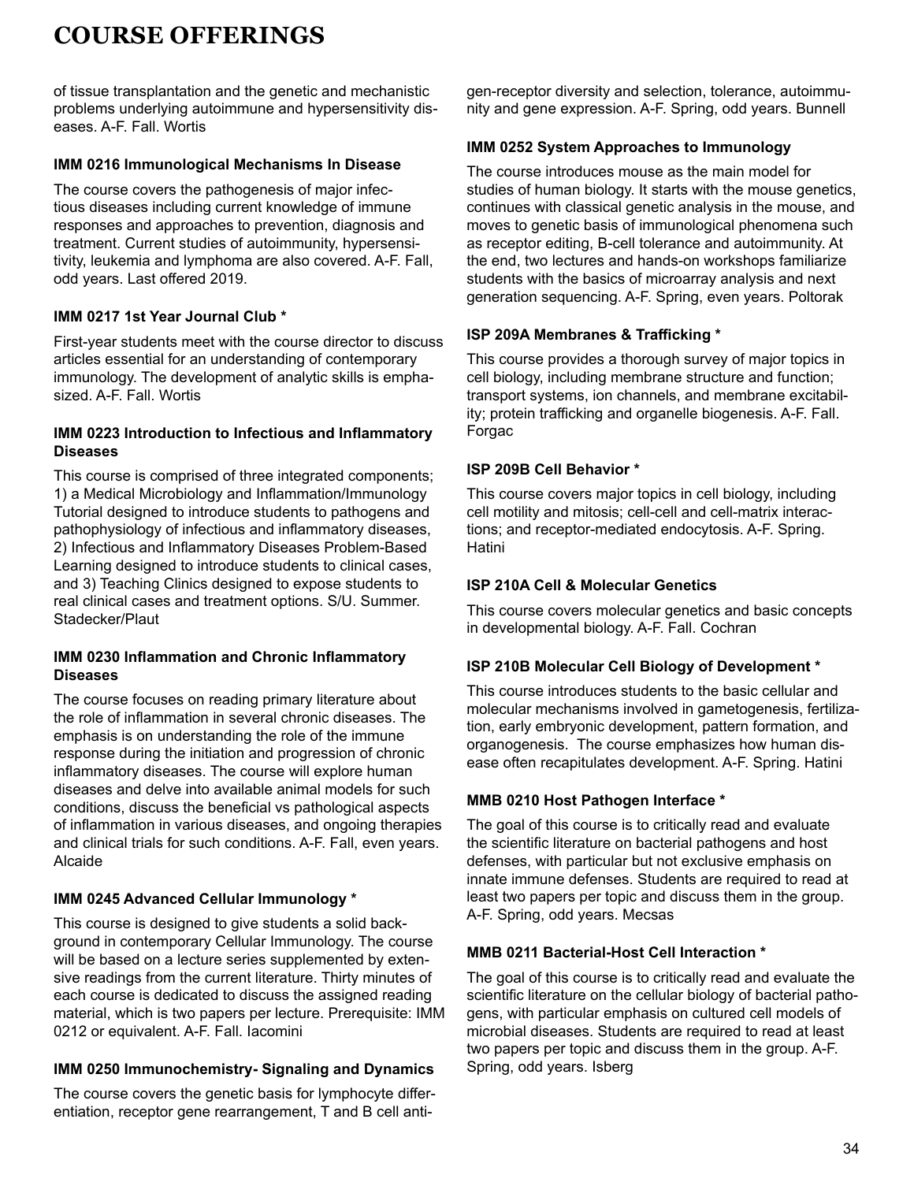# COURSE OFFERINGS

of tissue transplantation and the genetic and mechanistic problems underlying autoimmune and hypersensitivity diseases. A-F. Fall. Wortis

#### IMM 0216 Immunological Mechanisms In Disease

The course covers the pathogenesis of major infectious diseases including current knowledge of immune responses and approaches to prevention, diagnosis and treatment. Current studies of autoimmunity, hypersensitivity, leukemia and lymphoma are also covered. A-F. Fall, odd years. Last offered 2019.

#### IMM 0217 1st Year Journal Club *

First-year students meet with the course director to discuss articles essential for an understanding of contemporary immunology. The development of analytic skills is emphasized. A-F. Fall. Wortis

#### IMM 0223 Introduction to Infectious and Inflammatory Diseases

This course is comprised of three integrated components; 1) a Medical Microbiology and Inflammation/Immunology Tutorial designed to introduce students to pathogens and pathophysiology of infectious and inflammatory diseases, 2) Infectious and Inflammatory Diseases Problem-Based Learning designed to introduce students to clinical cases, and 3) Teaching Clinics designed to expose students to real clinical cases and treatment options. S/U. Summer. Stadecker/Plaut

#### IMM 0230 Inflammation and Chronic Inflammatory Diseases

The course focuses on reading primary literature about the role of inflammation in several chronic diseases. The emphasis is on understanding the role of the immune response during the initiation and progression of chronic inflammatory diseases. The course will explore human diseases and delve into available animal models for such conditions, discuss the beneficial vs pathological aspects of inflammation in various diseases, and ongoing therapies and clinical trials for such conditions. A-F. Fall, even years. Alcaide

#### IMM 0245 Advanced Cellular Immunology *

This course is designed to give students a solid background in contemporary Cellular Immunology. The course will be based on a lecture series supplemented by extensive readings from the current literature. Thirty minutes of each course is dedicated to discuss the assigned reading material, which is two papers per lecture. Prerequisite: IMM 0212 or equivalent. A-F. Fall. Iacomini

#### IMM 0250 Immunochemistry- Signaling and Dynamics

The course covers the genetic basis for lymphocyte differentiation, receptor gene rearrangement, T and B cell antigen-receptor diversity and selection, tolerance, autoimmunity and gene expression. A-F. Spring, odd years. Bunnell

#### IMM 0252 System Approaches to Immunology

The course introduces mouse as the main model for studies of human biology. It starts with the mouse genetics, continues with classical genetic analysis in the mouse, and moves to genetic basis of immunological phenomena such as receptor editing, B-cell tolerance and autoimmunity. At the end, two lectures and hands-on workshops familiarize students with the basics of microarray analysis and next generation sequencing. A-F. Spring, even years. Poltorak

#### ISP 209A Membranes & Trafficking *

This course provides a thorough survey of major topics in cell biology, including membrane structure and function; transport systems, ion channels, and membrane excitability; protein trafficking and organelle biogenesis. A-F. Fall. Forgac

#### ISP 209B Cell Behavior *

This course covers major topics in cell biology, including cell motility and mitosis; cell-cell and cell-matrix interactions; and receptor-mediated endocytosis. A-F. Spring. Hatini

#### ISP 210A Cell & Molecular Genetics

This course covers molecular genetics and basic concepts in developmental biology. A-F. Fall. Cochran

#### ISP 210B Molecular Cell Biology of Development *

This course introduces students to the basic cellular and molecular mechanisms involved in gametogenesis, fertilization, early embryonic development, pattern formation, and organogenesis. The course emphasizes how human disease often recapitulates development. A-F. Spring. Hatini

#### MMB 0210 Host Pathogen Interface *

The goal of this course is to critically read and evaluate the scientific literature on bacterial pathogens and host defenses, with particular but not exclusive emphasis on innate immune defenses. Students are required to read at least two papers per topic and discuss them in the group. A-F. Spring, odd years. Mecsas

#### MMB 0211 Bacterial-Host Cell Interaction *

The goal of this course is to critically read and evaluate the scientific literature on the cellular biology of bacterial pathogens, with particular emphasis on cultured cell models of microbial diseases. Students are required to read at least two papers per topic and discuss them in the group. A-F. Spring, odd years. Isberg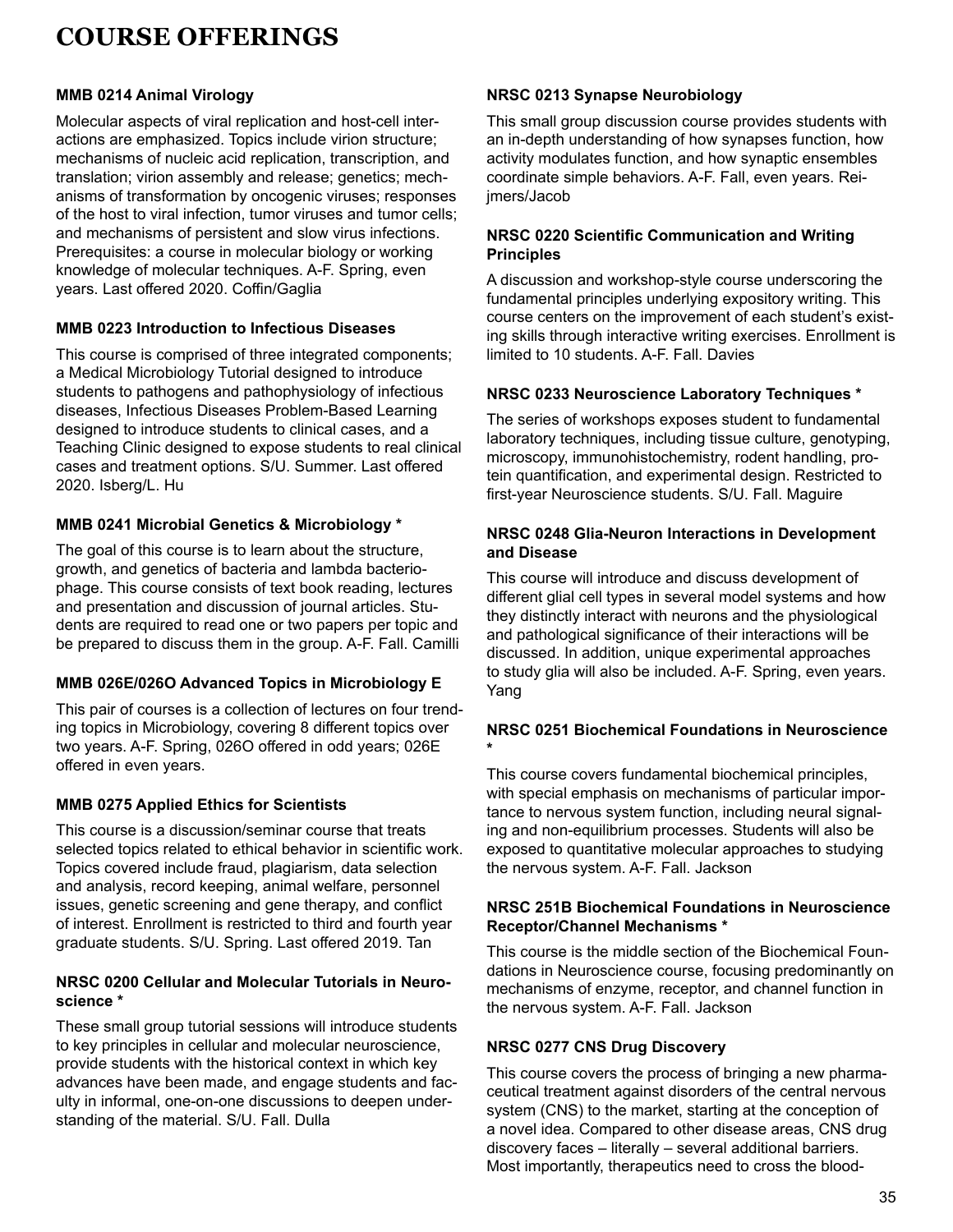# COURSE OFFERINGS

**MMB 0214 Animal Virology**

Molecular aspects of viral replication and host-cell interactions are emphasized. Topics include virion structure; mechanisms of nucleic acid replication, transcription, and translation; virion assembly and release; genetics; mechanisms of transformation by oncogenic viruses; responses of the host to viral infection, tumor viruses and tumor cells; and mechanisms of persistent and slow virus infections. Prerequisites: a course in molecular biology or working knowledge of molecular techniques. A-F. Spring, even years. Last offered 2020. Coffin/Gaglia

**MMB 0223 Introduction to Infectious Diseases**

This course is comprised of three integrated components; a Medical Microbiology Tutorial designed to introduce students to pathogens and pathophysiology of infectious diseases, Infectious Diseases Problem-Based Learning designed to introduce students to clinical cases, and a Teaching Clinic designed to expose students to real clinical cases and treatment options. S/U. Summer. Last offered 2020. Isberg/L. Hu

**MMB 0241 Microbial Genetics & Microbiology ***

The goal of this course is to learn about the structure, growth, and genetics of bacteria and lambda bacteriophage. This course consists of text book reading, lectures and presentation and discussion of journal articles. Students are required to read one or two papers per topic and be prepared to discuss them in the group. A-F. Fall. Camilli

**MMB 026E/026O Advanced Topics in Microbiology E**

This pair of courses is a collection of lectures on four trending topics in Microbiology, covering 8 different topics over two years. A-F. Spring, 026O offered in odd years; 026E offered in even years.

**MMB 0275 Applied Ethics for Scientists**

This course is a discussion/seminar course that treats selected topics related to ethical behavior in scientific work. Topics covered include fraud, plagiarism, data selection and analysis, record keeping, animal welfare, personnel issues, genetic screening and gene therapy, and conflict of interest. Enrollment is restricted to third and fourth year graduate students. S/U. Spring. Last offered 2019. Tan

**NRSC 0200 Cellular and Molecular Tutorials in Neuroscience ***

These small group tutorial sessions will introduce students to key principles in cellular and molecular neuroscience, provide students with the historical context in which key advances have been made, and engage students and faculty in informal, one-on-one discussions to deepen understanding of the material. S/U. Fall. Dulla

**NRSC 0213 Synapse Neurobiology**

This small group discussion course provides students with an in-depth understanding of how synapses function, how activity modulates function, and how synaptic ensembles coordinate simple behaviors. A-F. Fall, even years. Reijmers/Jacob

**NRSC 0220 Scientific Communication and Writing Principles**

A discussion and workshop-style course underscoring the fundamental principles underlying expository writing. This course centers on the improvement of each student's existing skills through interactive writing exercises. Enrollment is limited to 10 students. A-F. Fall. Davies

**NRSC 0233 Neuroscience Laboratory Techniques ***

The series of workshops exposes student to fundamental laboratory techniques, including tissue culture, genotyping, microscopy, immunohistochemistry, rodent handling, protein quantification, and experimental design. Restricted to first-year Neuroscience students. S/U. Fall. Maguire

**NRSC 0248 Glia-Neuron Interactions in Development and Disease**

This course will introduce and discuss development of different glial cell types in several model systems and how they distinctly interact with neurons and the physiological and pathological significance of their interactions will be discussed. In addition, unique experimental approaches to study glia will also be included. A-F. Spring, even years. Yang

**NRSC 0251 Biochemical Foundations in Neuroscience ***

This course covers fundamental biochemical principles, with special emphasis on mechanisms of particular importance to nervous system function, including neural signaling and non-equilibrium processes. Students will also be exposed to quantitative molecular approaches to studying the nervous system. A-F. Fall. Jackson

**NRSC 251B Biochemical Foundations in Neuroscience Receptor/Channel Mechanisms ***

This course is the middle section of the Biochemical Foundations in Neuroscience course, focusing predominantly on mechanisms of enzyme, receptor, and channel function in the nervous system. A-F. Fall. Jackson

**NRSC 0277 CNS Drug Discovery**

This course covers the process of bringing a new pharmaceutical treatment against disorders of the central nervous system (CNS) to the market, starting at the conception of a novel idea. Compared to other disease areas, CNS drug discovery faces – literally – several additional barriers. Most importantly, therapeutics need to cross the blood-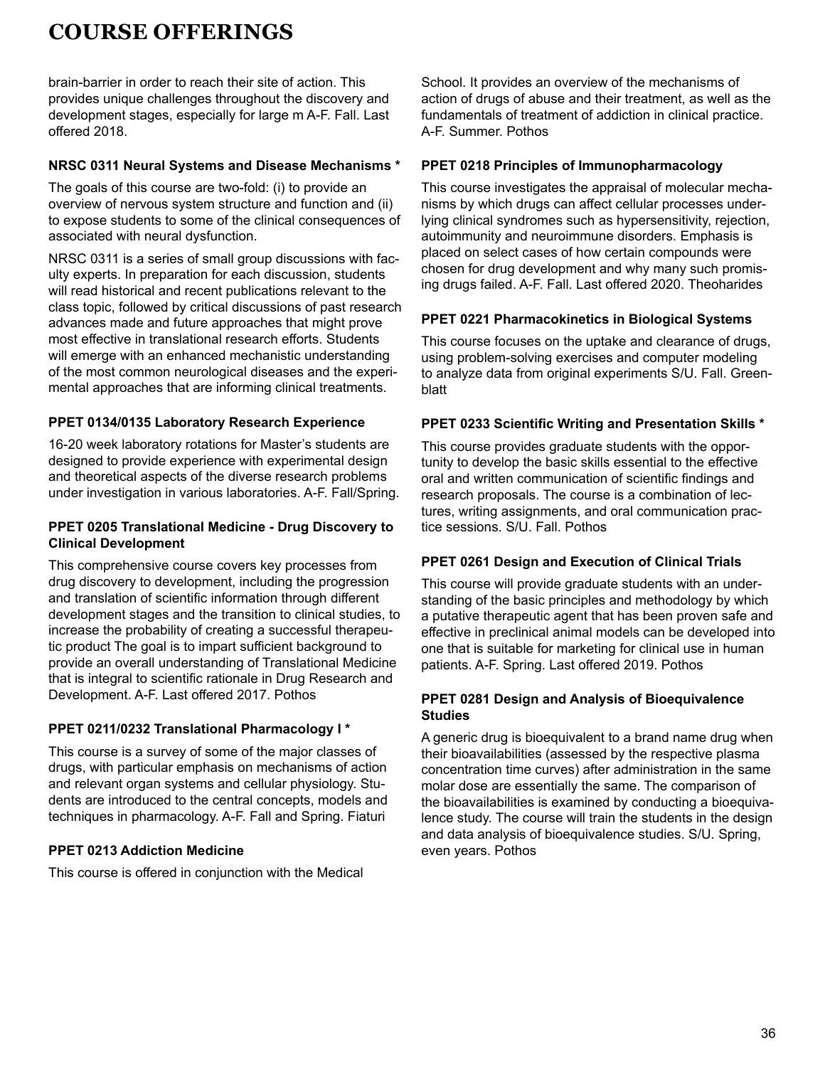# COURSE OFFERINGS

brain-barrier in order to reach their site of action. This provides unique challenges throughout the discovery and development stages, especially for large m A-F. Fall. Last offered 2018.

**NRSC 0311 Neural Systems and Disease Mechanisms ***

The goals of this course are two-fold: (i) to provide an overview of nervous system structure and function and (ii) to expose students to some of the clinical consequences of associated with neural dysfunction.

NRSC 0311 is a series of small group discussions with faculty experts. In preparation for each discussion, students will read historical and recent publications relevant to the class topic, followed by critical discussions of past research advances made and future approaches that might prove most effective in translational research efforts. Students will emerge with an enhanced mechanistic understanding of the most common neurological diseases and the experimental approaches that are informing clinical treatments.

**PPET 0134/0135 Laboratory Research Experience**

16-20 week laboratory rotations for Master's students are designed to provide experience with experimental design and theoretical aspects of the diverse research problems under investigation in various laboratories. A-F. Fall/Spring.

**PPET 0205 Translational Medicine - Drug Discovery to Clinical Development**

This comprehensive course covers key processes from drug discovery to development, including the progression and translation of scientific information through different development stages and the transition to clinical studies, to increase the probability of creating a successful therapeutic product The goal is to impart sufficient background to provide an overall understanding of Translational Medicine that is integral to scientific rationale in Drug Research and Development. A-F. Last offered 2017. Pothos

**PPET 0211/0232 Translational Pharmacology I ***

This course is a survey of some of the major classes of drugs, with particular emphasis on mechanisms of action and relevant organ systems and cellular physiology. Students are introduced to the central concepts, models and techniques in pharmacology. A-F. Fall and Spring. Fiaturi

**PPET 0213 Addiction Medicine**

This course is offered in conjunction with the Medical School. It provides an overview of the mechanisms of action of drugs of abuse and their treatment, as well as the fundamentals of treatment of addiction in clinical practice. A-F. Summer. Pothos

**PPET 0218 Principles of Immunopharmacology**

This course investigates the appraisal of molecular mechanisms by which drugs can affect cellular processes underlying clinical syndromes such as hypersensitivity, rejection, autoimmunity and neuroimmune disorders. Emphasis is placed on select cases of how certain compounds were chosen for drug development and why many such promising drugs failed. A-F. Fall. Last offered 2020. Theoharides

**PPET 0221 Pharmacokinetics in Biological Systems**

This course focuses on the uptake and clearance of drugs, using problem-solving exercises and computer modeling to analyze data from original experiments S/U. Fall. Greenblatt

**PPET 0233 Scientific Writing and Presentation Skills ***

This course provides graduate students with the opportunity to develop the basic skills essential to the effective oral and written communication of scientific findings and research proposals. The course is a combination of lectures, writing assignments, and oral communication practice sessions. S/U. Fall. Pothos

**PPET 0261 Design and Execution of Clinical Trials**

This course will provide graduate students with an understanding of the basic principles and methodology by which a putative therapeutic agent that has been proven safe and effective in preclinical animal models can be developed into one that is suitable for marketing for clinical use in human patients. A-F. Spring. Last offered 2019. Pothos

**PPET 0281 Design and Analysis of Bioequivalence Studies**

A generic drug is bioequivalent to a brand name drug when their bioavailabilities (assessed by the respective plasma concentration time curves) after administration in the same molar dose are essentially the same. The comparison of the bioavailabilities is examined by conducting a bioequivalence study. The course will train the students in the design and data analysis of bioequivalence studies. S/U. Spring, even years. Pothos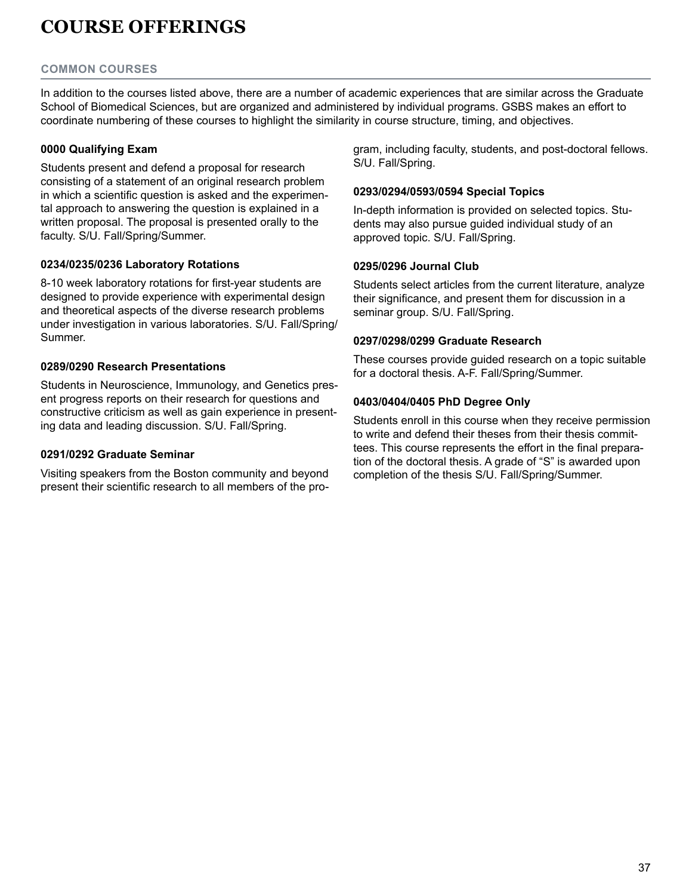# COURSE OFFERINGS

## COMMON COURSES

In addition to the courses listed above, there are a number of academic experiences that are similar across the Graduate School of Biomedical Sciences, but are organized and administered by individual programs. GSBS makes an effort to coordinate numbering of these courses to highlight the similarity in course structure, timing, and objectives.

### 0000 Qualifying Exam

Students present and defend a proposal for research consisting of a statement of an original research problem in which a scientific question is asked and the experimental approach to answering the question is explained in a written proposal. The proposal is presented orally to the faculty. S/U. Fall/Spring/Summer.

### 0234/0235/0236 Laboratory Rotations

8-10 week laboratory rotations for first-year students are designed to provide experience with experimental design and theoretical aspects of the diverse research problems under investigation in various laboratories. S/U. Fall/Spring/Summer.

### 0289/0290 Research Presentations

Students in Neuroscience, Immunology, and Genetics present progress reports on their research for questions and constructive criticism as well as gain experience in presenting data and leading discussion. S/U. Fall/Spring.

### 0291/0292 Graduate Seminar

Visiting speakers from the Boston community and beyond present their scientific research to all members of the program, including faculty, students, and post-doctoral fellows. S/U. Fall/Spring.

### 0293/0294/0593/0594 Special Topics

In-depth information is provided on selected topics. Students may also pursue guided individual study of an approved topic. S/U. Fall/Spring.

### 0295/0296 Journal Club

Students select articles from the current literature, analyze their significance, and present them for discussion in a seminar group. S/U. Fall/Spring.

### 0297/0298/0299 Graduate Research

These courses provide guided research on a topic suitable for a doctoral thesis. A-F. Fall/Spring/Summer.

### 0403/0404/0405 PhD Degree Only

Students enroll in this course when they receive permission to write and defend their theses from their thesis committees. This course represents the effort in the final preparation of the doctoral thesis. A grade of “S” is awarded upon completion of the thesis S/U. Fall/Spring/Summer.